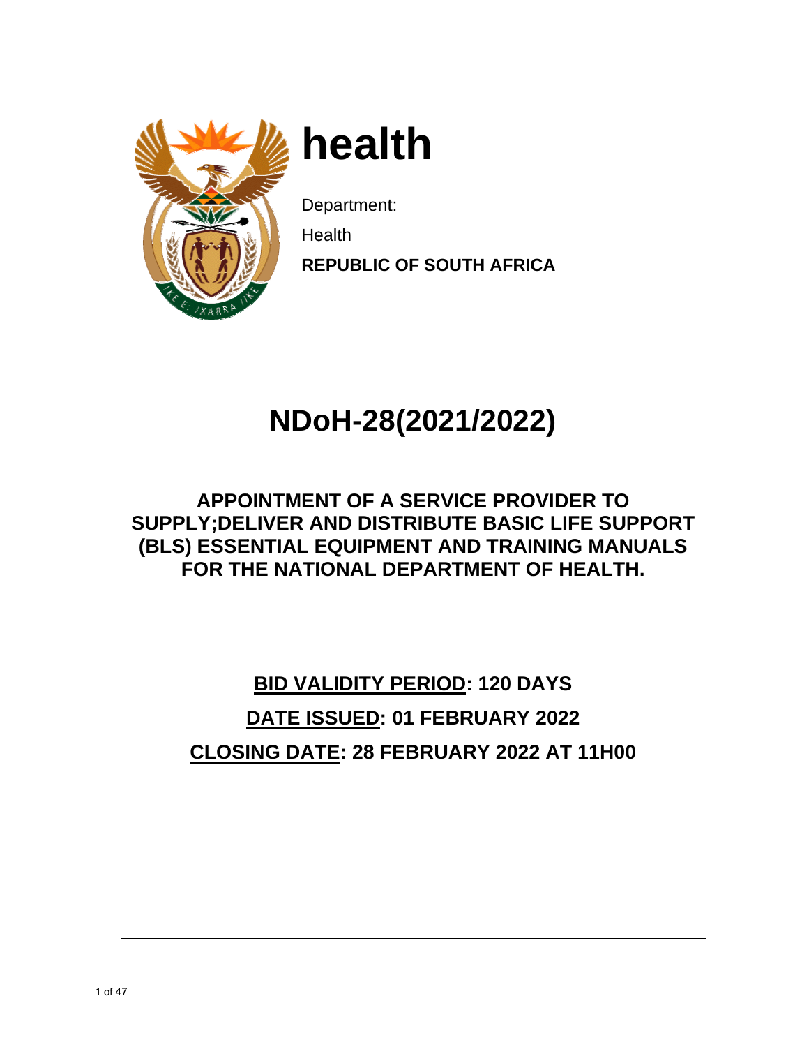# health

Department:

Health

**REPUBLIC OF SOUTH AFRICA**

# NDoH-28(2021/2022)

## APPOINTMENT OF A SERVICE PROVIDER TO SUPPLY;DELIVER AND DISTRIBUTE BASIC LIFE SUPPORT (BLS) ESSENTIAL EQUIPMENT AND TRAINING MANUALS FOR THE NATIONAL DEPARTMENT OF HEALTH.

**BID VALIDITY PERIOD: 120 DAYS**

**DATE ISSUED: 01 FEBRUARY 2022**

**CLOSING DATE: 28 FEBRUARY 2022 AT 11H00**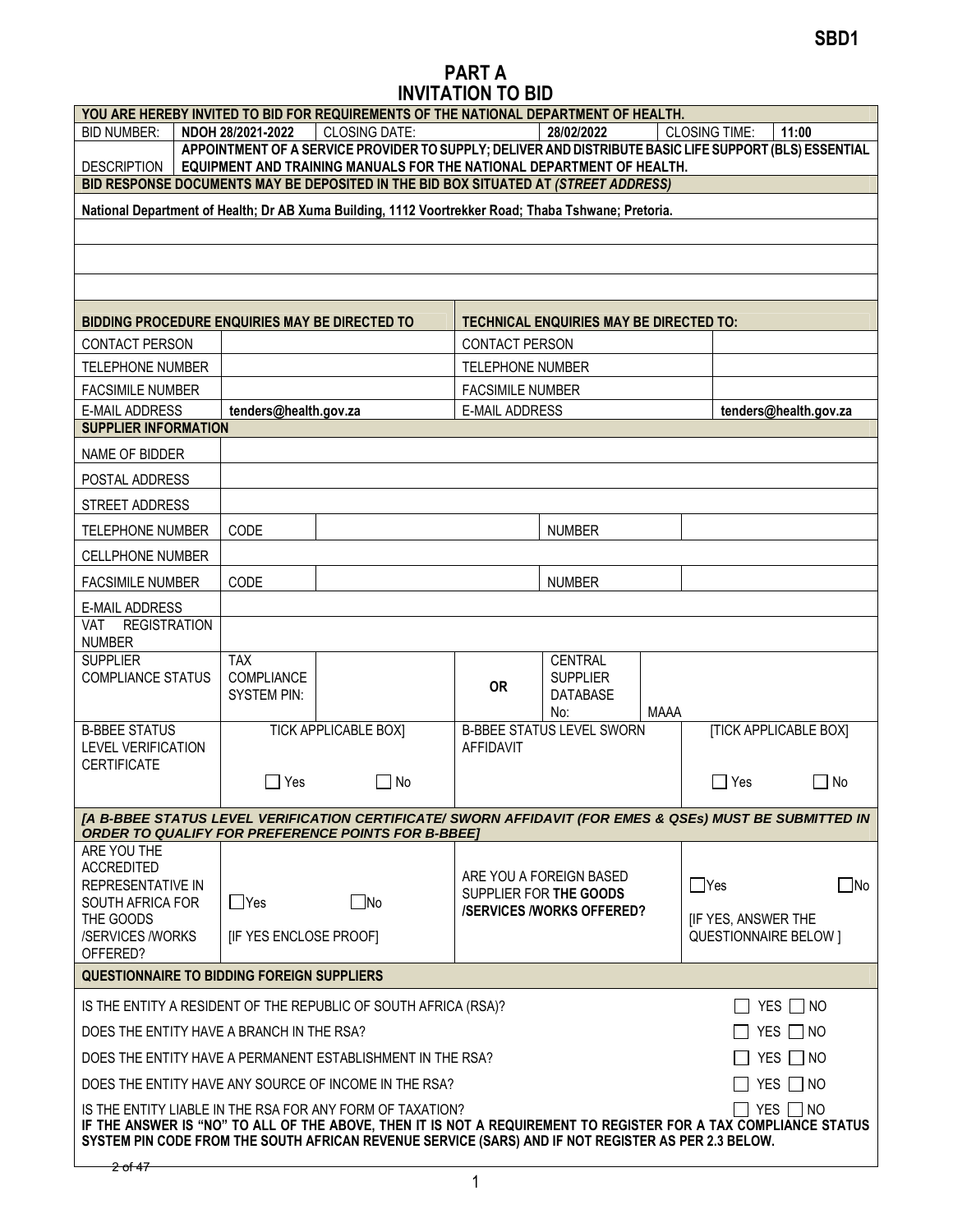SBD1

# PART A
# INVITATION TO BID

| YOU ARE HEREBY INVITED TO BID FOR REQUIREMENTS OF THE NATIONAL DEPARTMENT OF HEALTH. | | | | | |
|---|---|---|---|---|---|
| BID NUMBER: | **NDOH 28/2021-2022** | CLOSING DATE: | **28/02/2022** | CLOSING TIME: | **11:00** |
| DESCRIPTION | **APPOINTMENT OF A SERVICE PROVIDER TO SUPPLY; DELIVER AND DISTRIBUTE BASIC LIFE SUPPORT (BLS) ESSENTIAL EQUIPMENT AND TRAINING MANUALS FOR THE NATIONAL DEPARTMENT OF HEALTH.** | | | | |

**BID RESPONSE DOCUMENTS MAY BE DEPOSITED IN THE BID BOX SITUATED AT *(STREET ADDRESS)***

**National Department of Health; Dr AB Xuma Building, 1112 Voortrekker Road; Thaba Tshwane; Pretoria.**

| BIDDING PROCEDURE ENQUIRIES MAY BE DIRECTED TO | | TECHNICAL ENQUIRIES MAY BE DIRECTED TO: | |
|---|---|---|---|
| CONTACT PERSON | | CONTACT PERSON | |
| TELEPHONE NUMBER | | TELEPHONE NUMBER | |
| FACSIMILE NUMBER | | FACSIMILE NUMBER | |
| E-MAIL ADDRESS | **tenders@health.gov.za** | E-MAIL ADDRESS | **tenders@health.gov.za** |

**SUPPLIER INFORMATION**

| | | | | |
|---|---|---|---|---|
| NAME OF BIDDER | | | | |
| POSTAL ADDRESS | | | | |
| STREET ADDRESS | | | | |
| TELEPHONE NUMBER | CODE | | NUMBER | |
| CELLPHONE NUMBER | | | | |
| FACSIMILE NUMBER | CODE | | NUMBER | |
| E-MAIL ADDRESS | | | | |
| VAT REGISTRATION NUMBER | | | | |
| SUPPLIER COMPLIANCE STATUS | TAX COMPLIANCE SYSTEM PIN: | OR | CENTRAL SUPPLIER DATABASE No: | MAAA |
| B-BBEE STATUS LEVEL VERIFICATION CERTIFICATE | TICK APPLICABLE BOX] ☐ Yes ☐ No | B-BBEE STATUS LEVEL SWORN AFFIDAVIT | | [TICK APPLICABLE BOX] ☐ Yes ☐ No |

***[A B-BBEE STATUS LEVEL VERIFICATION CERTIFICATE/ SWORN AFFIDAVIT (FOR EMES & QSEs) MUST BE SUBMITTED IN ORDER TO QUALIFY FOR PREFERENCE POINTS FOR B-BBEE]***

| | | | |
|---|---|---|---|
| ARE YOU THE ACCREDITED REPRESENTATIVE IN SOUTH AFRICA FOR THE GOODS /SERVICES /WORKS OFFERED? | ☐Yes ☐No [IF YES ENCLOSE PROOF] | ARE YOU A FOREIGN BASED SUPPLIER FOR **THE GOODS /SERVICES /WORKS OFFERED?** | ☐Yes ☐No [IF YES, ANSWER THE QUESTIONNAIRE BELOW ] |

**QUESTIONNAIRE TO BIDDING FOREIGN SUPPLIERS**

| | |
|---|---|
| IS THE ENTITY A RESIDENT OF THE REPUBLIC OF SOUTH AFRICA (RSA)? | ☐ YES ☐ NO |
| DOES THE ENTITY HAVE A BRANCH IN THE RSA? | ☐ YES ☐ NO |
| DOES THE ENTITY HAVE A PERMANENT ESTABLISHMENT IN THE RSA? | ☐ YES ☐ NO |
| DOES THE ENTITY HAVE ANY SOURCE OF INCOME IN THE RSA? | ☐ YES ☐ NO |
| IS THE ENTITY LIABLE IN THE RSA FOR ANY FORM OF TAXATION? | ☐ YES ☐ NO |

**IF THE ANSWER IS "NO" TO ALL OF THE ABOVE, THEN IT IS NOT A REQUIREMENT TO REGISTER FOR A TAX COMPLIANCE STATUS SYSTEM PIN CODE FROM THE SOUTH AFRICAN REVENUE SERVICE (SARS) AND IF NOT REGISTER AS PER 2.3 BELOW.**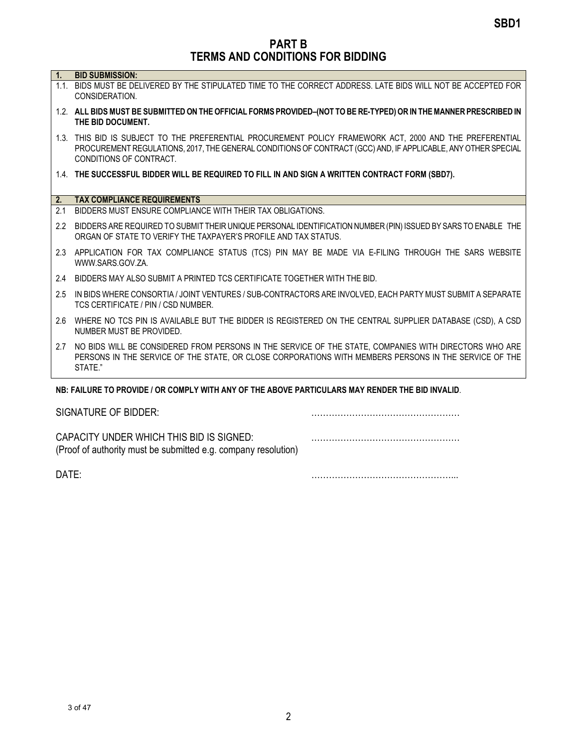# PART B
## TERMS AND CONDITIONS FOR BIDDING

**1. BID SUBMISSION:**

1.1. BIDS MUST BE DELIVERED BY THE STIPULATED TIME TO THE CORRECT ADDRESS. LATE BIDS WILL NOT BE ACCEPTED FOR CONSIDERATION.

1.2. **ALL BIDS MUST BE SUBMITTED ON THE OFFICIAL FORMS PROVIDED–(NOT TO BE RE-TYPED) OR IN THE MANNER PRESCRIBED IN THE BID DOCUMENT.**

1.3. THIS BID IS SUBJECT TO THE PREFERENTIAL PROCUREMENT POLICY FRAMEWORK ACT, 2000 AND THE PREFERENTIAL PROCUREMENT REGULATIONS, 2017, THE GENERAL CONDITIONS OF CONTRACT (GCC) AND, IF APPLICABLE, ANY OTHER SPECIAL CONDITIONS OF CONTRACT.

1.4. **THE SUCCESSFUL BIDDER WILL BE REQUIRED TO FILL IN AND SIGN A WRITTEN CONTRACT FORM (SBD7).**

**2. TAX COMPLIANCE REQUIREMENTS**

2.1 BIDDERS MUST ENSURE COMPLIANCE WITH THEIR TAX OBLIGATIONS.

2.2 BIDDERS ARE REQUIRED TO SUBMIT THEIR UNIQUE PERSONAL IDENTIFICATION NUMBER (PIN) ISSUED BY SARS TO ENABLE THE ORGAN OF STATE TO VERIFY THE TAXPAYER'S PROFILE AND TAX STATUS.

2.3 APPLICATION FOR TAX COMPLIANCE STATUS (TCS) PIN MAY BE MADE VIA E-FILING THROUGH THE SARS WEBSITE WWW.SARS.GOV.ZA.

2.4 BIDDERS MAY ALSO SUBMIT A PRINTED TCS CERTIFICATE TOGETHER WITH THE BID.

2.5 IN BIDS WHERE CONSORTIA / JOINT VENTURES / SUB-CONTRACTORS ARE INVOLVED, EACH PARTY MUST SUBMIT A SEPARATE TCS CERTIFICATE / PIN / CSD NUMBER.

2.6 WHERE NO TCS PIN IS AVAILABLE BUT THE BIDDER IS REGISTERED ON THE CENTRAL SUPPLIER DATABASE (CSD), A CSD NUMBER MUST BE PROVIDED.

2.7 NO BIDS WILL BE CONSIDERED FROM PERSONS IN THE SERVICE OF THE STATE, COMPANIES WITH DIRECTORS WHO ARE PERSONS IN THE SERVICE OF THE STATE, OR CLOSE CORPORATIONS WITH MEMBERS PERSONS IN THE SERVICE OF THE STATE."

**NB: FAILURE TO PROVIDE / OR COMPLY WITH ANY OF THE ABOVE PARTICULARS MAY RENDER THE BID INVALID**.

SIGNATURE OF BIDDER: ……………………………………………

CAPACITY UNDER WHICH THIS BID IS SIGNED: ……………………………………………
(Proof of authority must be submitted e.g. company resolution)

DATE: …………………………………………...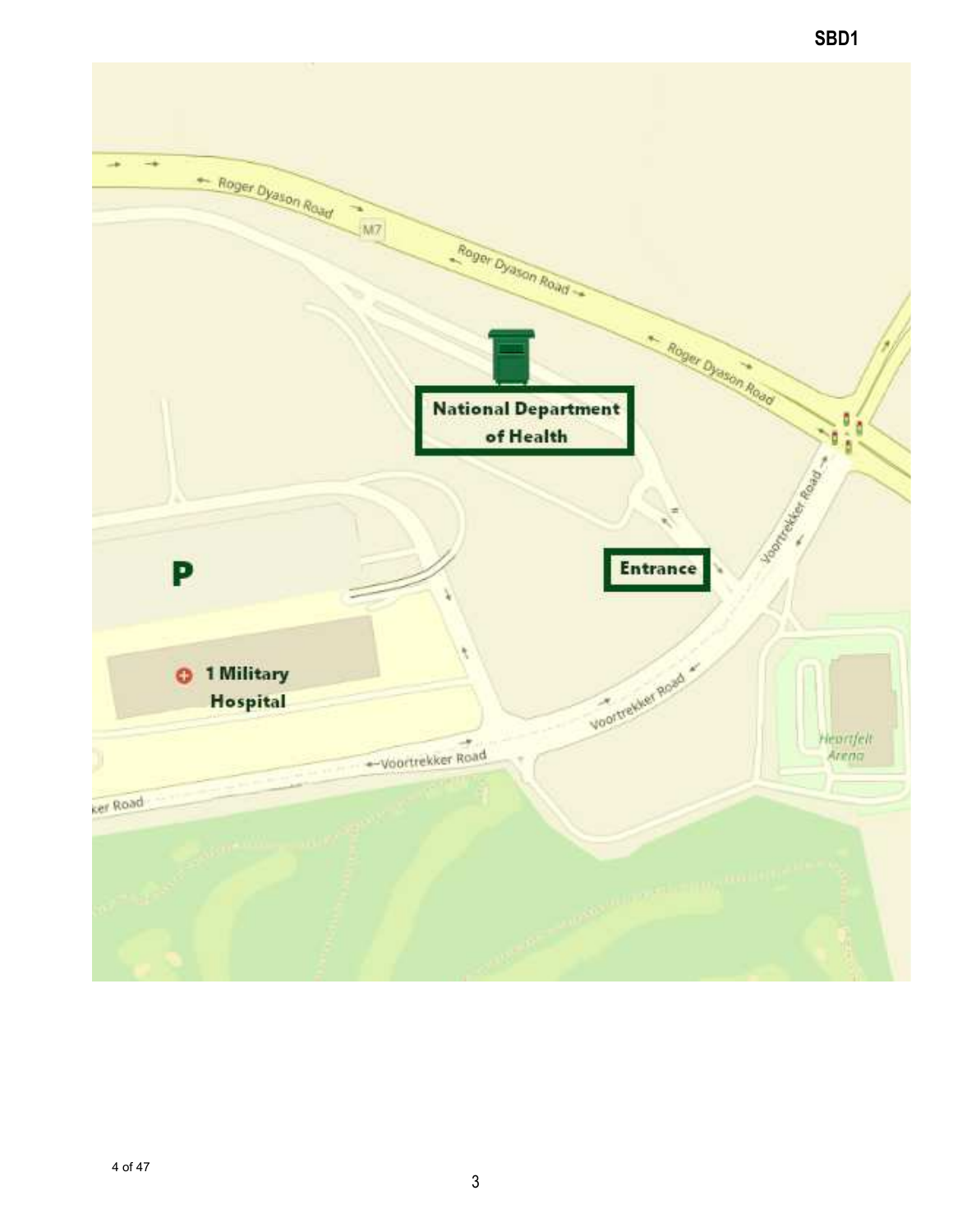National Department of Health

Entrance

P

1 Military Hospital

Roger Dyason Road

M7

Voortrekker Road

Heartfelt Arena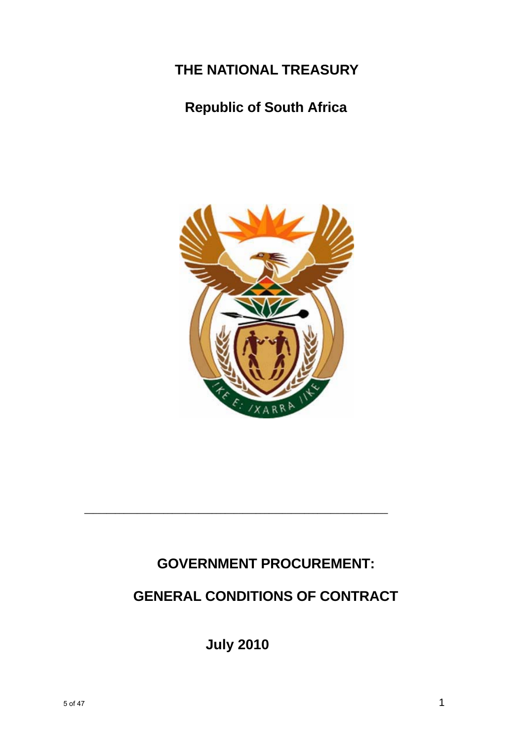# THE NATIONAL TREASURY

## Republic of South Africa

---

# GOVERNMENT PROCUREMENT:

# GENERAL CONDITIONS OF CONTRACT

**July 2010**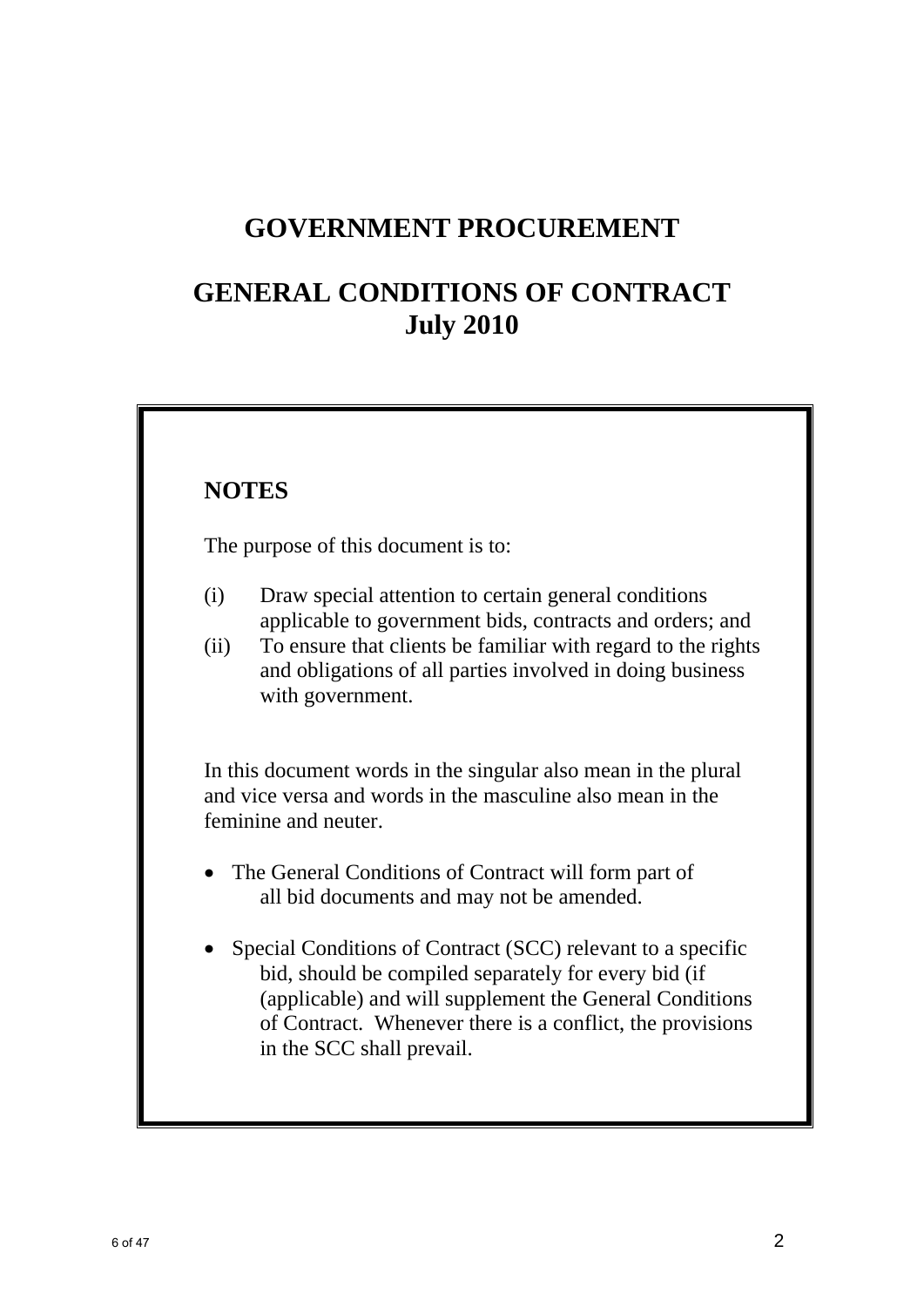# GOVERNMENT PROCUREMENT

# GENERAL CONDITIONS OF CONTRACT
# July 2010

## NOTES

The purpose of this document is to:

(i) Draw special attention to certain general conditions applicable to government bids, contracts and orders; and
(ii) To ensure that clients be familiar with regard to the rights and obligations of all parties involved in doing business with government.

In this document words in the singular also mean in the plural and vice versa and words in the masculine also mean in the feminine and neuter.

- The General Conditions of Contract will form part of all bid documents and may not be amended.

- Special Conditions of Contract (SCC) relevant to a specific bid, should be compiled separately for every bid (if (applicable) and will supplement the General Conditions of Contract. Whenever there is a conflict, the provisions in the SCC shall prevail.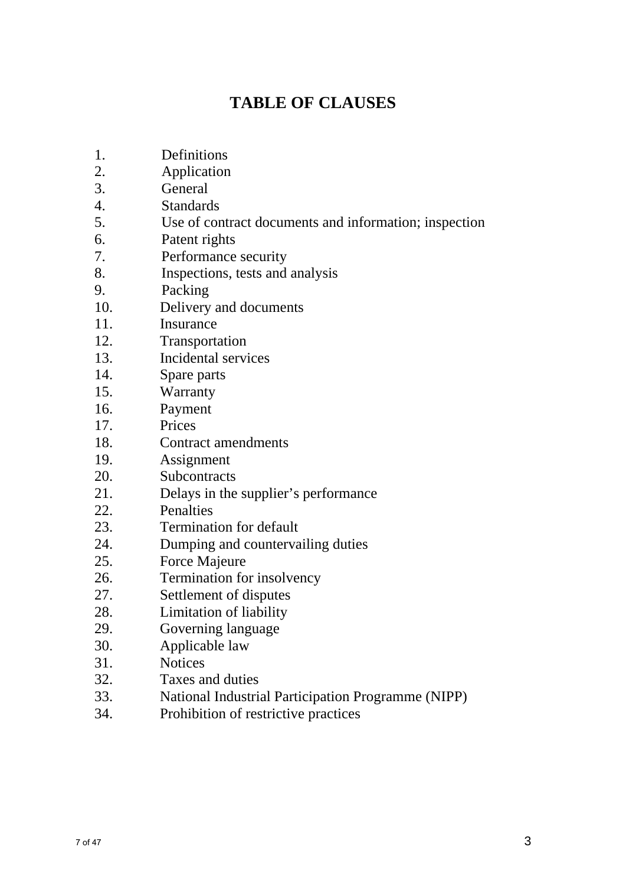# TABLE OF CLAUSES

1. Definitions
2. Application
3. General
4. Standards
5. Use of contract documents and information; inspection
6. Patent rights
7. Performance security
8. Inspections, tests and analysis
9. Packing
10. Delivery and documents
11. Insurance
12. Transportation
13. Incidental services
14. Spare parts
15. Warranty
16. Payment
17. Prices
18. Contract amendments
19. Assignment
20. Subcontracts
21. Delays in the supplier's performance
22. Penalties
23. Termination for default
24. Dumping and countervailing duties
25. Force Majeure
26. Termination for insolvency
27. Settlement of disputes
28. Limitation of liability
29. Governing language
30. Applicable law
31. Notices
32. Taxes and duties
33. National Industrial Participation Programme (NIPP)
34. Prohibition of restrictive practices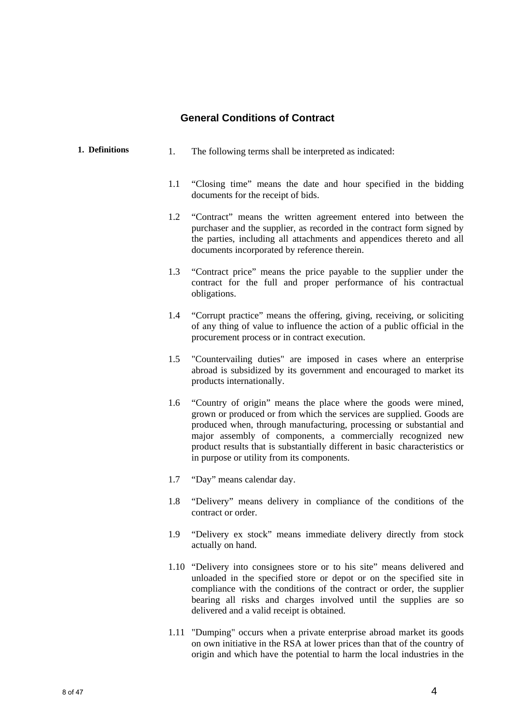## General Conditions of Contract

**1. Definitions**

1. The following terms shall be interpreted as indicated:

1.1 "Closing time" means the date and hour specified in the bidding documents for the receipt of bids.

1.2 "Contract" means the written agreement entered into between the purchaser and the supplier, as recorded in the contract form signed by the parties, including all attachments and appendices thereto and all documents incorporated by reference therein.

1.3 "Contract price" means the price payable to the supplier under the contract for the full and proper performance of his contractual obligations.

1.4 "Corrupt practice" means the offering, giving, receiving, or soliciting of any thing of value to influence the action of a public official in the procurement process or in contract execution.

1.5 "Countervailing duties" are imposed in cases where an enterprise abroad is subsidized by its government and encouraged to market its products internationally.

1.6 "Country of origin" means the place where the goods were mined, grown or produced or from which the services are supplied. Goods are produced when, through manufacturing, processing or substantial and major assembly of components, a commercially recognized new product results that is substantially different in basic characteristics or in purpose or utility from its components.

1.7 "Day" means calendar day.

1.8 "Delivery" means delivery in compliance of the conditions of the contract or order.

1.9 "Delivery ex stock" means immediate delivery directly from stock actually on hand.

1.10 "Delivery into consignees store or to his site" means delivered and unloaded in the specified store or depot or on the specified site in compliance with the conditions of the contract or order, the supplier bearing all risks and charges involved until the supplies are so delivered and a valid receipt is obtained.

1.11 "Dumping" occurs when a private enterprise abroad market its goods on own initiative in the RSA at lower prices than that of the country of origin and which have the potential to harm the local industries in the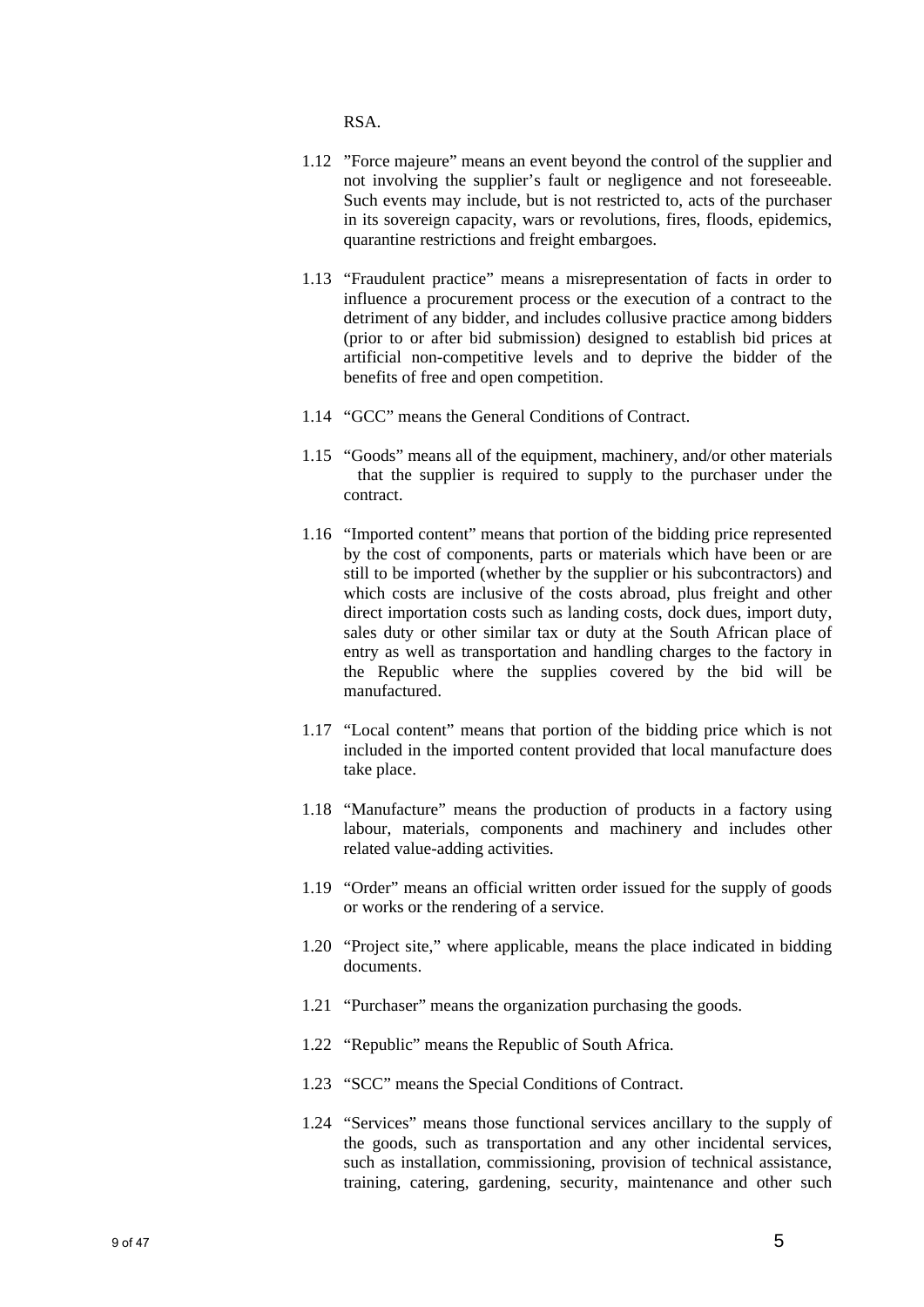RSA.

1.12 ”Force majeure” means an event beyond the control of the supplier and not involving the supplier’s fault or negligence and not foreseeable. Such events may include, but is not restricted to, acts of the purchaser in its sovereign capacity, wars or revolutions, fires, floods, epidemics, quarantine restrictions and freight embargoes.

1.13 “Fraudulent practice” means a misrepresentation of facts in order to influence a procurement process or the execution of a contract to the detriment of any bidder, and includes collusive practice among bidders (prior to or after bid submission) designed to establish bid prices at artificial non-competitive levels and to deprive the bidder of the benefits of free and open competition.

1.14 “GCC” means the General Conditions of Contract.

1.15 “Goods” means all of the equipment, machinery, and/or other materials that the supplier is required to supply to the purchaser under the contract.

1.16 “Imported content” means that portion of the bidding price represented by the cost of components, parts or materials which have been or are still to be imported (whether by the supplier or his subcontractors) and which costs are inclusive of the costs abroad, plus freight and other direct importation costs such as landing costs, dock dues, import duty, sales duty or other similar tax or duty at the South African place of entry as well as transportation and handling charges to the factory in the Republic where the supplies covered by the bid will be manufactured.

1.17 “Local content” means that portion of the bidding price which is not included in the imported content provided that local manufacture does take place.

1.18 “Manufacture” means the production of products in a factory using labour, materials, components and machinery and includes other related value-adding activities.

1.19 “Order” means an official written order issued for the supply of goods or works or the rendering of a service.

1.20 “Project site,” where applicable, means the place indicated in bidding documents.

1.21 “Purchaser” means the organization purchasing the goods.

1.22 “Republic” means the Republic of South Africa.

1.23 “SCC” means the Special Conditions of Contract.

1.24 “Services” means those functional services ancillary to the supply of the goods, such as transportation and any other incidental services, such as installation, commissioning, provision of technical assistance, training, catering, gardening, security, maintenance and other such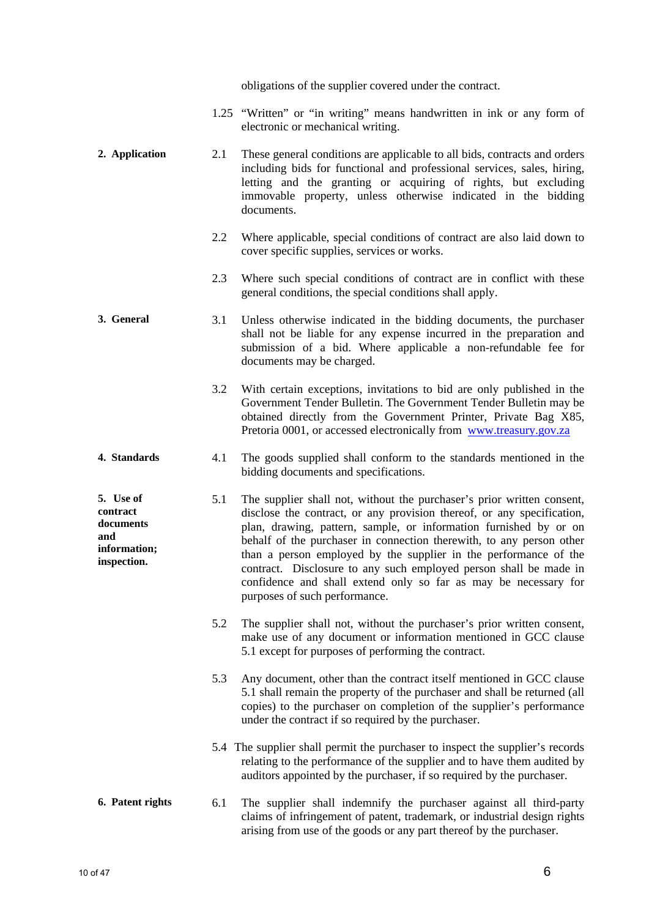obligations of the supplier covered under the contract.

1.25 "Written" or "in writing" means handwritten in ink or any form of electronic or mechanical writing.

**2. Application**

2.1 These general conditions are applicable to all bids, contracts and orders including bids for functional and professional services, sales, hiring, letting and the granting or acquiring of rights, but excluding immovable property, unless otherwise indicated in the bidding documents.

2.2 Where applicable, special conditions of contract are also laid down to cover specific supplies, services or works.

2.3 Where such special conditions of contract are in conflict with these general conditions, the special conditions shall apply.

**3. General**

3.1 Unless otherwise indicated in the bidding documents, the purchaser shall not be liable for any expense incurred in the preparation and submission of a bid. Where applicable a non-refundable fee for documents may be charged.

3.2 With certain exceptions, invitations to bid are only published in the Government Tender Bulletin. The Government Tender Bulletin may be obtained directly from the Government Printer, Private Bag X85, Pretoria 0001, or accessed electronically from [www.treasury.gov.za](http://www.treasury.gov.za)

**4. Standards**

4.1 The goods supplied shall conform to the standards mentioned in the bidding documents and specifications.

**5. Use of contract documents and information; inspection.**

5.1 The supplier shall not, without the purchaser's prior written consent, disclose the contract, or any provision thereof, or any specification, plan, drawing, pattern, sample, or information furnished by or on behalf of the purchaser in connection therewith, to any person other than a person employed by the supplier in the performance of the contract. Disclosure to any such employed person shall be made in confidence and shall extend only so far as may be necessary for purposes of such performance.

5.2 The supplier shall not, without the purchaser's prior written consent, make use of any document or information mentioned in GCC clause 5.1 except for purposes of performing the contract.

5.3 Any document, other than the contract itself mentioned in GCC clause 5.1 shall remain the property of the purchaser and shall be returned (all copies) to the purchaser on completion of the supplier's performance under the contract if so required by the purchaser.

5.4 The supplier shall permit the purchaser to inspect the supplier's records relating to the performance of the supplier and to have them audited by auditors appointed by the purchaser, if so required by the purchaser.

**6. Patent rights**

6.1 The supplier shall indemnify the purchaser against all third-party claims of infringement of patent, trademark, or industrial design rights arising from use of the goods or any part thereof by the purchaser.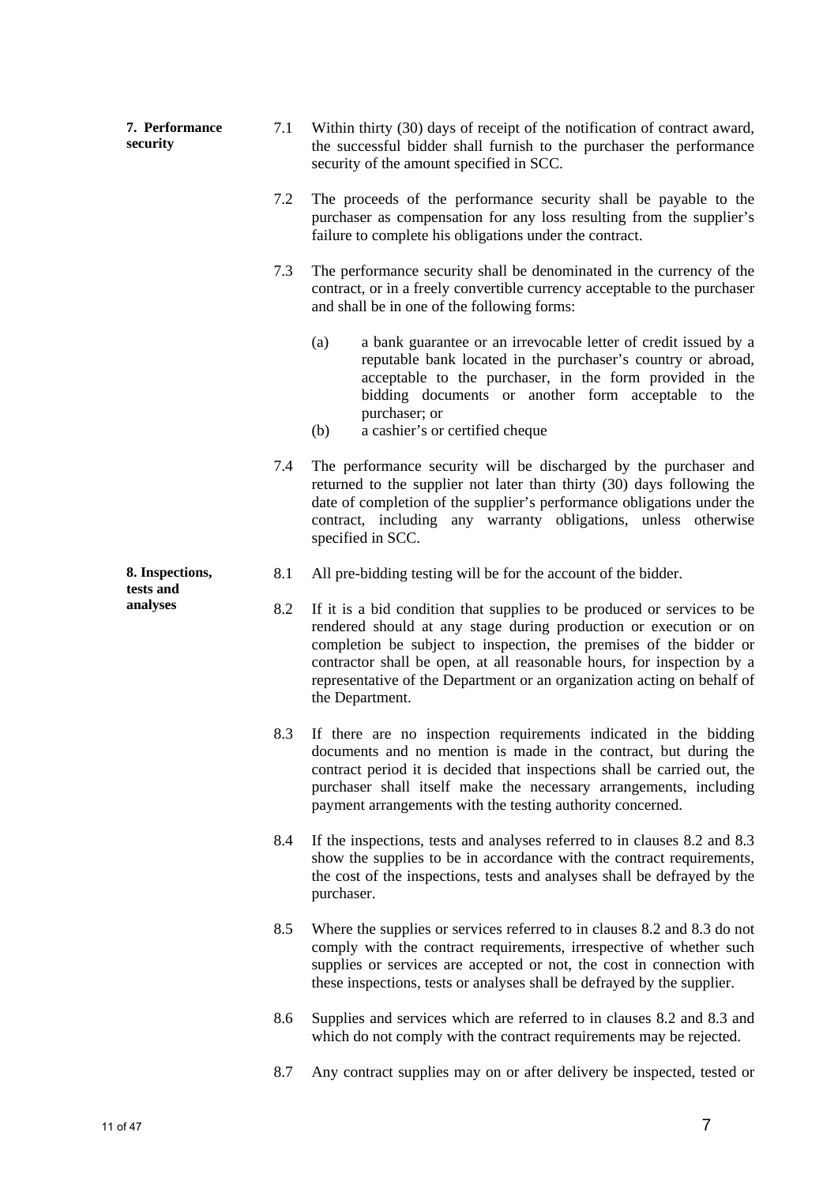**7. Performance security**

7.1 Within thirty (30) days of receipt of the notification of contract award, the successful bidder shall furnish to the purchaser the performance security of the amount specified in SCC.

7.2 The proceeds of the performance security shall be payable to the purchaser as compensation for any loss resulting from the supplier's failure to complete his obligations under the contract.

7.3 The performance security shall be denominated in the currency of the contract, or in a freely convertible currency acceptable to the purchaser and shall be in one of the following forms:

(a) a bank guarantee or an irrevocable letter of credit issued by a reputable bank located in the purchaser's country or abroad, acceptable to the purchaser, in the form provided in the bidding documents or another form acceptable to the purchaser; or

(b) a cashier's or certified cheque

7.4 The performance security will be discharged by the purchaser and returned to the supplier not later than thirty (30) days following the date of completion of the supplier's performance obligations under the contract, including any warranty obligations, unless otherwise specified in SCC.

**8. Inspections, tests and analyses**

8.1 All pre-bidding testing will be for the account of the bidder.

8.2 If it is a bid condition that supplies to be produced or services to be rendered should at any stage during production or execution or on completion be subject to inspection, the premises of the bidder or contractor shall be open, at all reasonable hours, for inspection by a representative of the Department or an organization acting on behalf of the Department.

8.3 If there are no inspection requirements indicated in the bidding documents and no mention is made in the contract, but during the contract period it is decided that inspections shall be carried out, the purchaser shall itself make the necessary arrangements, including payment arrangements with the testing authority concerned.

8.4 If the inspections, tests and analyses referred to in clauses 8.2 and 8.3 show the supplies to be in accordance with the contract requirements, the cost of the inspections, tests and analyses shall be defrayed by the purchaser.

8.5 Where the supplies or services referred to in clauses 8.2 and 8.3 do not comply with the contract requirements, irrespective of whether such supplies or services are accepted or not, the cost in connection with these inspections, tests or analyses shall be defrayed by the supplier.

8.6 Supplies and services which are referred to in clauses 8.2 and 8.3 and which do not comply with the contract requirements may be rejected.

8.7 Any contract supplies may on or after delivery be inspected, tested or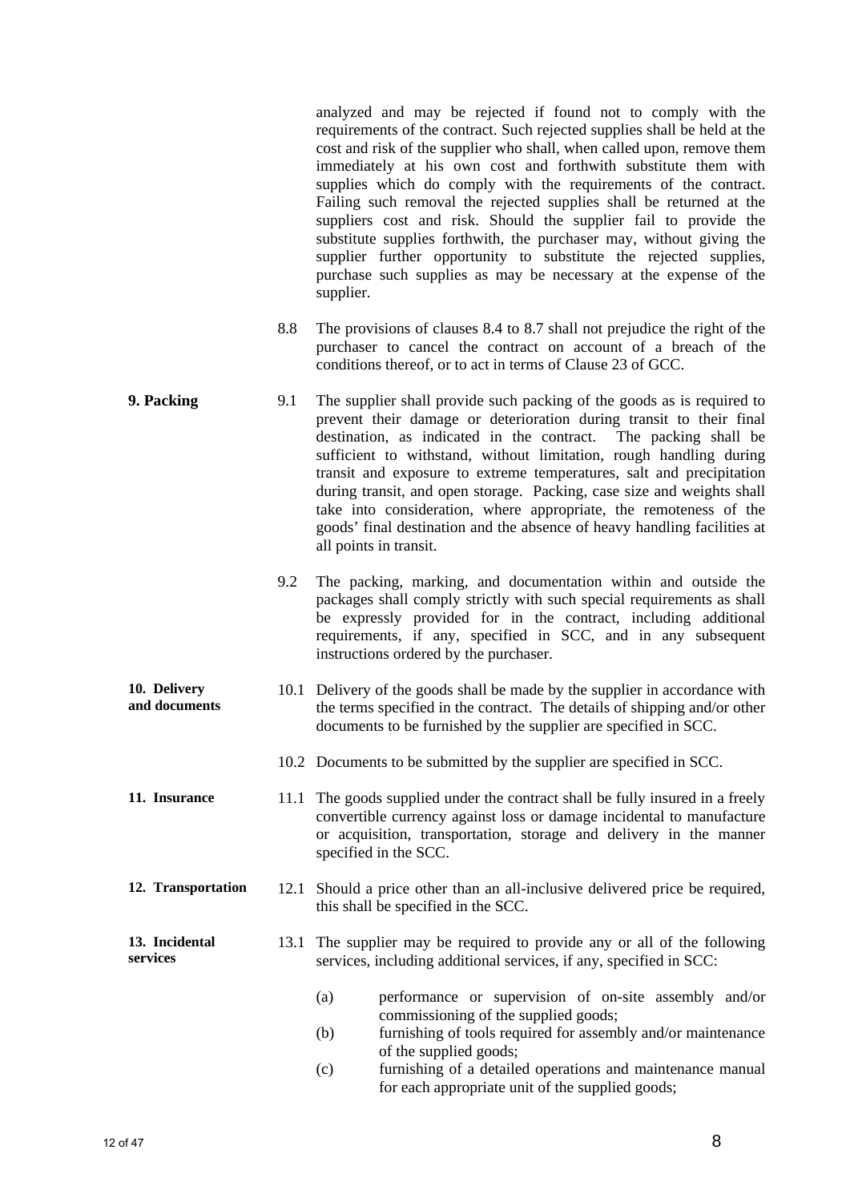analyzed and may be rejected if found not to comply with the requirements of the contract. Such rejected supplies shall be held at the cost and risk of the supplier who shall, when called upon, remove them immediately at his own cost and forthwith substitute them with supplies which do comply with the requirements of the contract. Failing such removal the rejected supplies shall be returned at the suppliers cost and risk. Should the supplier fail to provide the substitute supplies forthwith, the purchaser may, without giving the supplier further opportunity to substitute the rejected supplies, purchase such supplies as may be necessary at the expense of the supplier.

8.8 The provisions of clauses 8.4 to 8.7 shall not prejudice the right of the purchaser to cancel the contract on account of a breach of the conditions thereof, or to act in terms of Clause 23 of GCC.

**9. Packing**

9.1 The supplier shall provide such packing of the goods as is required to prevent their damage or deterioration during transit to their final destination, as indicated in the contract. The packing shall be sufficient to withstand, without limitation, rough handling during transit and exposure to extreme temperatures, salt and precipitation during transit, and open storage. Packing, case size and weights shall take into consideration, where appropriate, the remoteness of the goods' final destination and the absence of heavy handling facilities at all points in transit.

9.2 The packing, marking, and documentation within and outside the packages shall comply strictly with such special requirements as shall be expressly provided for in the contract, including additional requirements, if any, specified in SCC, and in any subsequent instructions ordered by the purchaser.

**10. Delivery and documents**

10.1 Delivery of the goods shall be made by the supplier in accordance with the terms specified in the contract. The details of shipping and/or other documents to be furnished by the supplier are specified in SCC.

10.2 Documents to be submitted by the supplier are specified in SCC.

**11. Insurance**

11.1 The goods supplied under the contract shall be fully insured in a freely convertible currency against loss or damage incidental to manufacture or acquisition, transportation, storage and delivery in the manner specified in the SCC.

**12. Transportation**

12.1 Should a price other than an all-inclusive delivered price be required, this shall be specified in the SCC.

**13. Incidental services**

13.1 The supplier may be required to provide any or all of the following services, including additional services, if any, specified in SCC:

(a) performance or supervision of on-site assembly and/or commissioning of the supplied goods;

(b) furnishing of tools required for assembly and/or maintenance of the supplied goods;

(c) furnishing of a detailed operations and maintenance manual for each appropriate unit of the supplied goods;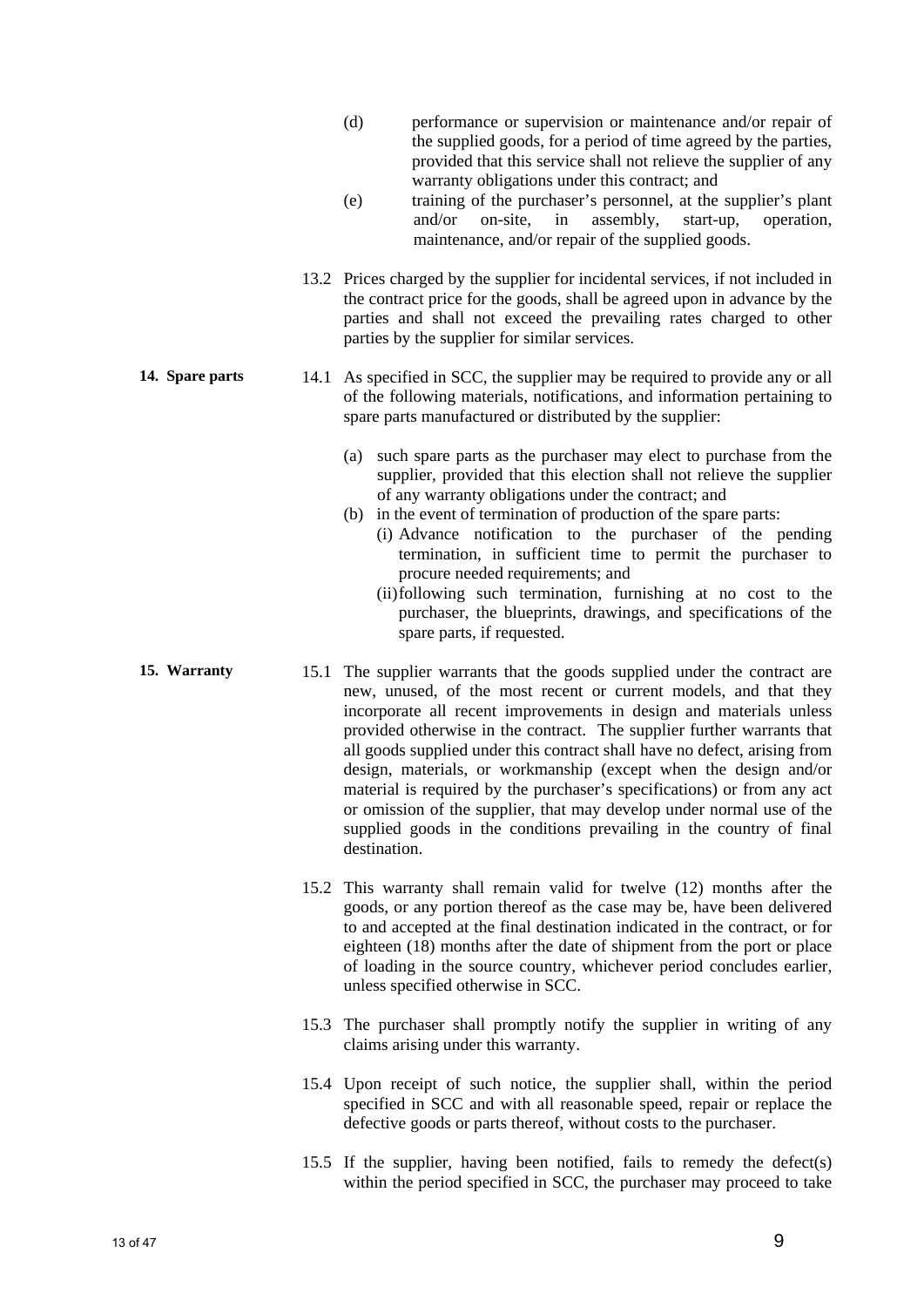(d) performance or supervision or maintenance and/or repair of the supplied goods, for a period of time agreed by the parties, provided that this service shall not relieve the supplier of any warranty obligations under this contract; and

(e) training of the purchaser's personnel, at the supplier's plant and/or on-site, in assembly, start-up, operation, maintenance, and/or repair of the supplied goods.

13.2 Prices charged by the supplier for incidental services, if not included in the contract price for the goods, shall be agreed upon in advance by the parties and shall not exceed the prevailing rates charged to other parties by the supplier for similar services.

**14. Spare parts**

14.1 As specified in SCC, the supplier may be required to provide any or all of the following materials, notifications, and information pertaining to spare parts manufactured or distributed by the supplier:

(a) such spare parts as the purchaser may elect to purchase from the supplier, provided that this election shall not relieve the supplier of any warranty obligations under the contract; and

(b) in the event of termination of production of the spare parts:

(i) Advance notification to the purchaser of the pending termination, in sufficient time to permit the purchaser to procure needed requirements; and

(ii) following such termination, furnishing at no cost to the purchaser, the blueprints, drawings, and specifications of the spare parts, if requested.

**15. Warranty**

15.1 The supplier warrants that the goods supplied under the contract are new, unused, of the most recent or current models, and that they incorporate all recent improvements in design and materials unless provided otherwise in the contract. The supplier further warrants that all goods supplied under this contract shall have no defect, arising from design, materials, or workmanship (except when the design and/or material is required by the purchaser's specifications) or from any act or omission of the supplier, that may develop under normal use of the supplied goods in the conditions prevailing in the country of final destination.

15.2 This warranty shall remain valid for twelve (12) months after the goods, or any portion thereof as the case may be, have been delivered to and accepted at the final destination indicated in the contract, or for eighteen (18) months after the date of shipment from the port or place of loading in the source country, whichever period concludes earlier, unless specified otherwise in SCC.

15.3 The purchaser shall promptly notify the supplier in writing of any claims arising under this warranty.

15.4 Upon receipt of such notice, the supplier shall, within the period specified in SCC and with all reasonable speed, repair or replace the defective goods or parts thereof, without costs to the purchaser.

15.5 If the supplier, having been notified, fails to remedy the defect(s) within the period specified in SCC, the purchaser may proceed to take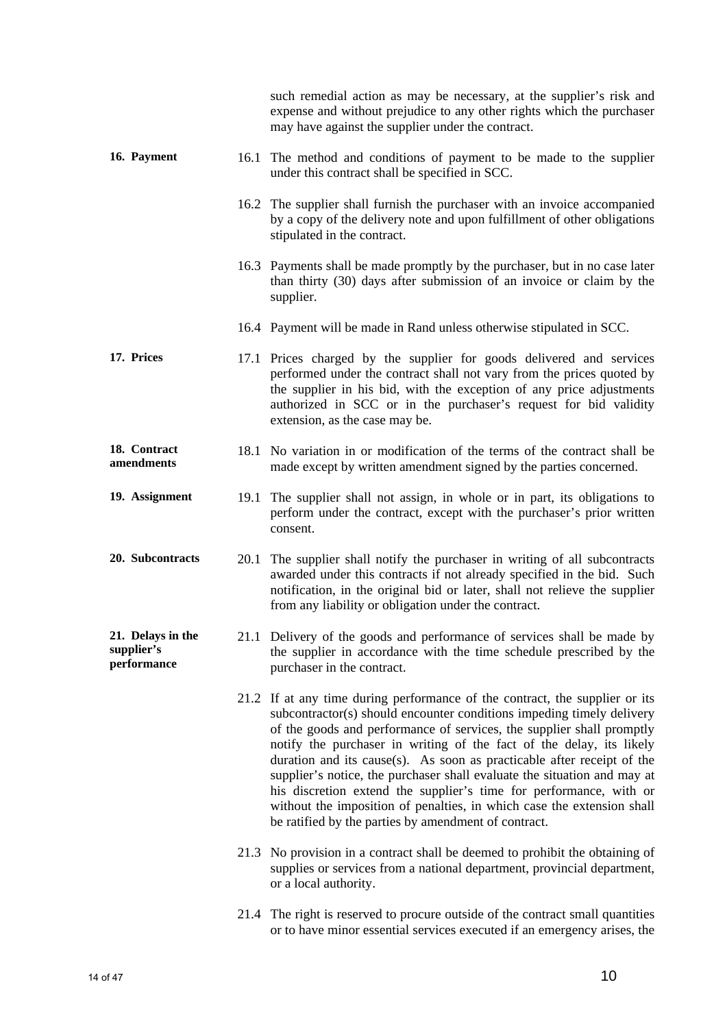such remedial action as may be necessary, at the supplier's risk and expense and without prejudice to any other rights which the purchaser may have against the supplier under the contract.

**16. Payment**

16.1 The method and conditions of payment to be made to the supplier under this contract shall be specified in SCC.

16.2 The supplier shall furnish the purchaser with an invoice accompanied by a copy of the delivery note and upon fulfillment of other obligations stipulated in the contract.

16.3 Payments shall be made promptly by the purchaser, but in no case later than thirty (30) days after submission of an invoice or claim by the supplier.

16.4 Payment will be made in Rand unless otherwise stipulated in SCC.

**17. Prices**

17.1 Prices charged by the supplier for goods delivered and services performed under the contract shall not vary from the prices quoted by the supplier in his bid, with the exception of any price adjustments authorized in SCC or in the purchaser's request for bid validity extension, as the case may be.

**18. Contract amendments**

18.1 No variation in or modification of the terms of the contract shall be made except by written amendment signed by the parties concerned.

**19. Assignment**

19.1 The supplier shall not assign, in whole or in part, its obligations to perform under the contract, except with the purchaser's prior written consent.

**20. Subcontracts**

20.1 The supplier shall notify the purchaser in writing of all subcontracts awarded under this contracts if not already specified in the bid. Such notification, in the original bid or later, shall not relieve the supplier from any liability or obligation under the contract.

**21. Delays in the supplier's performance**

21.1 Delivery of the goods and performance of services shall be made by the supplier in accordance with the time schedule prescribed by the purchaser in the contract.

21.2 If at any time during performance of the contract, the supplier or its subcontractor(s) should encounter conditions impeding timely delivery of the goods and performance of services, the supplier shall promptly notify the purchaser in writing of the fact of the delay, its likely duration and its cause(s). As soon as practicable after receipt of the supplier's notice, the purchaser shall evaluate the situation and may at his discretion extend the supplier's time for performance, with or without the imposition of penalties, in which case the extension shall be ratified by the parties by amendment of contract.

21.3 No provision in a contract shall be deemed to prohibit the obtaining of supplies or services from a national department, provincial department, or a local authority.

21.4 The right is reserved to procure outside of the contract small quantities or to have minor essential services executed if an emergency arises, the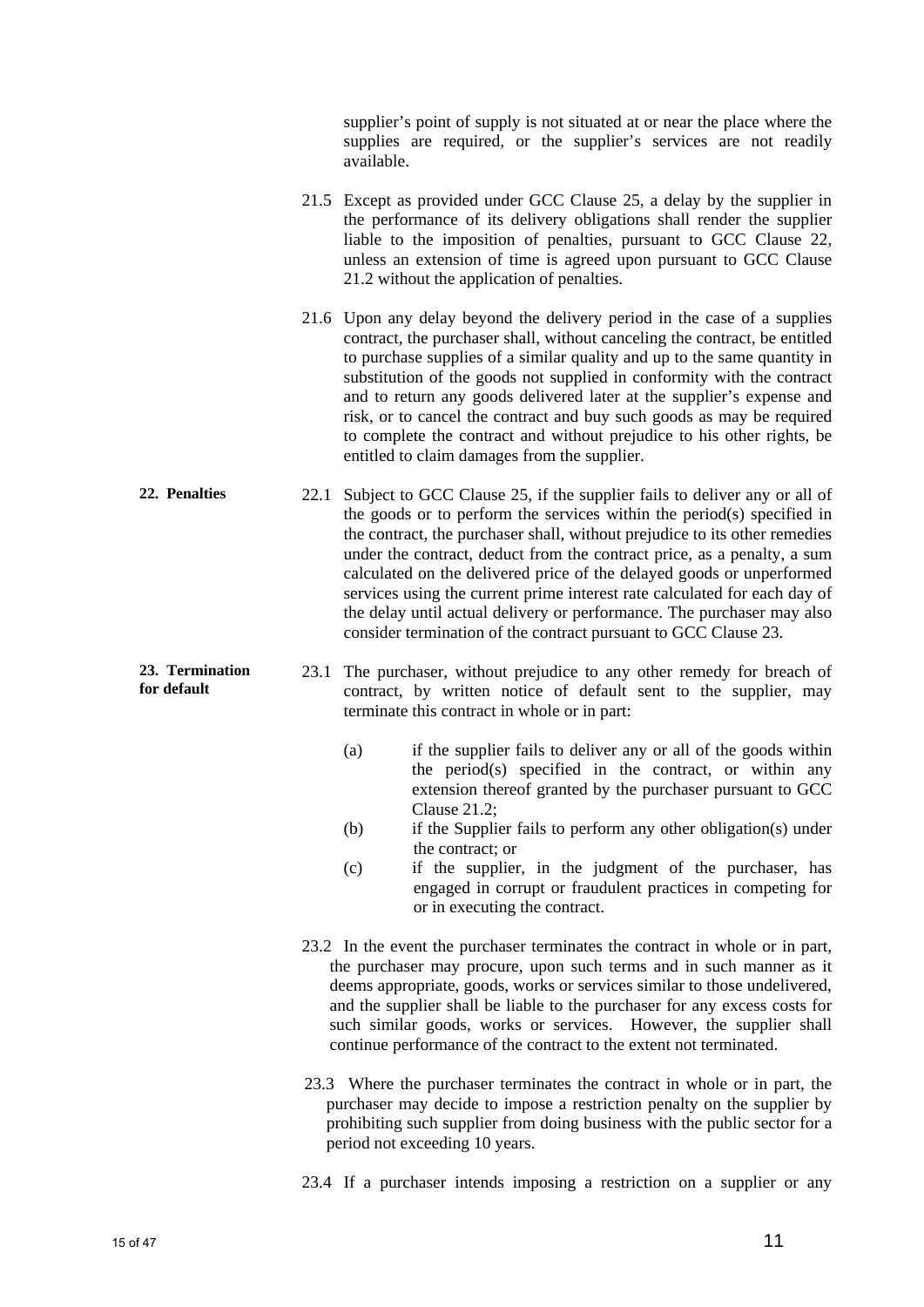supplier's point of supply is not situated at or near the place where the supplies are required, or the supplier's services are not readily available.

21.5 Except as provided under GCC Clause 25, a delay by the supplier in the performance of its delivery obligations shall render the supplier liable to the imposition of penalties, pursuant to GCC Clause 22, unless an extension of time is agreed upon pursuant to GCC Clause 21.2 without the application of penalties.

21.6 Upon any delay beyond the delivery period in the case of a supplies contract, the purchaser shall, without canceling the contract, be entitled to purchase supplies of a similar quality and up to the same quantity in substitution of the goods not supplied in conformity with the contract and to return any goods delivered later at the supplier's expense and risk, or to cancel the contract and buy such goods as may be required to complete the contract and without prejudice to his other rights, be entitled to claim damages from the supplier.

**22. Penalties**

22.1 Subject to GCC Clause 25, if the supplier fails to deliver any or all of the goods or to perform the services within the period(s) specified in the contract, the purchaser shall, without prejudice to its other remedies under the contract, deduct from the contract price, as a penalty, a sum calculated on the delivered price of the delayed goods or unperformed services using the current prime interest rate calculated for each day of the delay until actual delivery or performance. The purchaser may also consider termination of the contract pursuant to GCC Clause 23.

**23. Termination for default**

23.1 The purchaser, without prejudice to any other remedy for breach of contract, by written notice of default sent to the supplier, may terminate this contract in whole or in part:

(a) if the supplier fails to deliver any or all of the goods within the period(s) specified in the contract, or within any extension thereof granted by the purchaser pursuant to GCC Clause 21.2;

(b) if the Supplier fails to perform any other obligation(s) under the contract; or

(c) if the supplier, in the judgment of the purchaser, has engaged in corrupt or fraudulent practices in competing for or in executing the contract.

23.2 In the event the purchaser terminates the contract in whole or in part, the purchaser may procure, upon such terms and in such manner as it deems appropriate, goods, works or services similar to those undelivered, and the supplier shall be liable to the purchaser for any excess costs for such similar goods, works or services. However, the supplier shall continue performance of the contract to the extent not terminated.

23.3 Where the purchaser terminates the contract in whole or in part, the purchaser may decide to impose a restriction penalty on the supplier by prohibiting such supplier from doing business with the public sector for a period not exceeding 10 years.

23.4 If a purchaser intends imposing a restriction on a supplier or any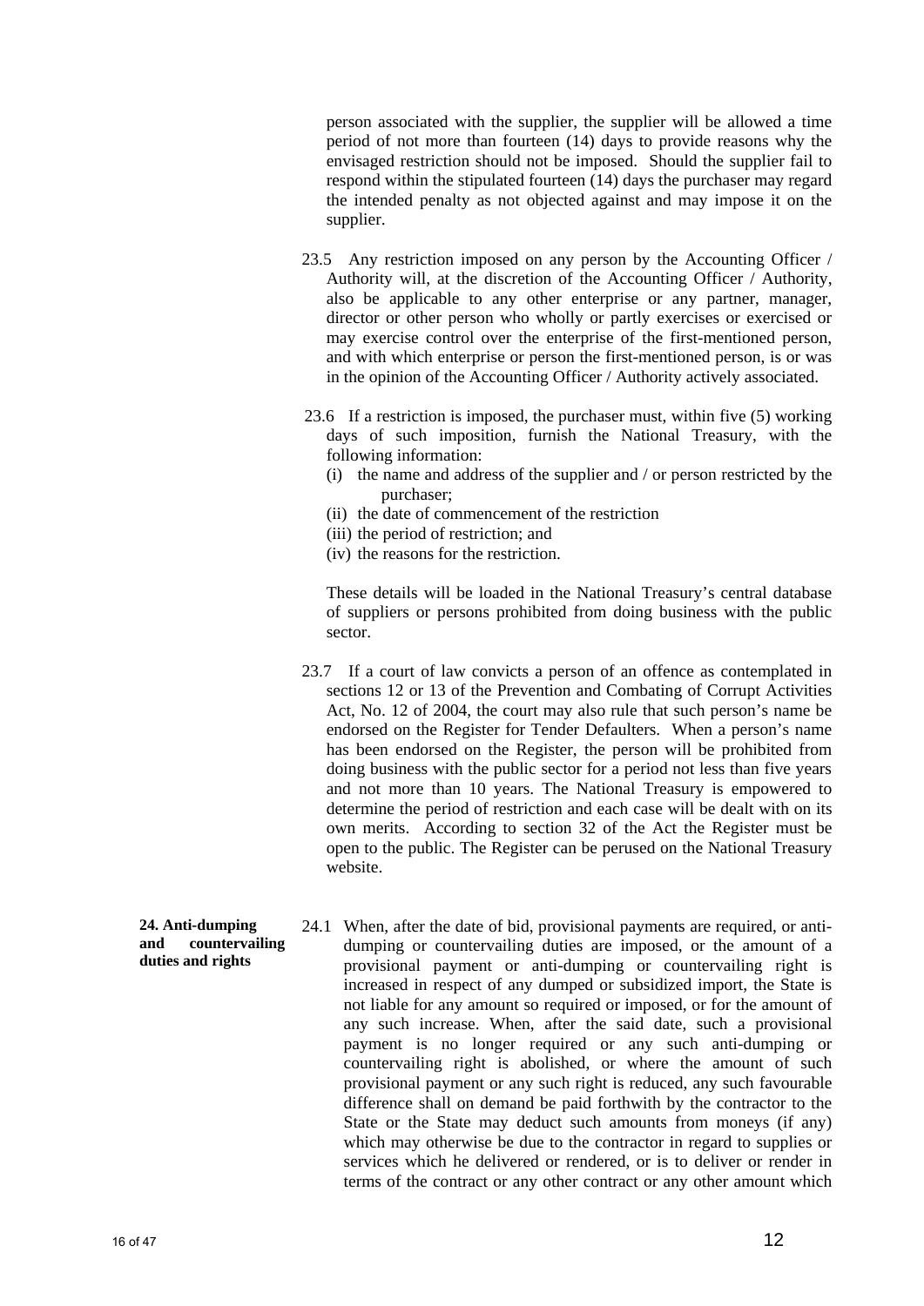person associated with the supplier, the supplier will be allowed a time period of not more than fourteen (14) days to provide reasons why the envisaged restriction should not be imposed. Should the supplier fail to respond within the stipulated fourteen (14) days the purchaser may regard the intended penalty as not objected against and may impose it on the supplier.

23.5 Any restriction imposed on any person by the Accounting Officer / Authority will, at the discretion of the Accounting Officer / Authority, also be applicable to any other enterprise or any partner, manager, director or other person who wholly or partly exercises or exercised or may exercise control over the enterprise of the first-mentioned person, and with which enterprise or person the first-mentioned person, is or was in the opinion of the Accounting Officer / Authority actively associated.

23.6 If a restriction is imposed, the purchaser must, within five (5) working days of such imposition, furnish the National Treasury, with the following information:

(i) the name and address of the supplier and / or person restricted by the purchaser;
(ii) the date of commencement of the restriction
(iii) the period of restriction; and
(iv) the reasons for the restriction.

These details will be loaded in the National Treasury's central database of suppliers or persons prohibited from doing business with the public sector.

23.7 If a court of law convicts a person of an offence as contemplated in sections 12 or 13 of the Prevention and Combating of Corrupt Activities Act, No. 12 of 2004, the court may also rule that such person's name be endorsed on the Register for Tender Defaulters. When a person's name has been endorsed on the Register, the person will be prohibited from doing business with the public sector for a period not less than five years and not more than 10 years. The National Treasury is empowered to determine the period of restriction and each case will be dealt with on its own merits. According to section 32 of the Act the Register must be open to the public. The Register can be perused on the National Treasury website.

**24. Anti-dumping and countervailing duties and rights**

24.1 When, after the date of bid, provisional payments are required, or anti-dumping or countervailing duties are imposed, or the amount of a provisional payment or anti-dumping or countervailing right is increased in respect of any dumped or subsidized import, the State is not liable for any amount so required or imposed, or for the amount of any such increase. When, after the said date, such a provisional payment is no longer required or any such anti-dumping or countervailing right is abolished, or where the amount of such provisional payment or any such right is reduced, any such favourable difference shall on demand be paid forthwith by the contractor to the State or the State may deduct such amounts from moneys (if any) which may otherwise be due to the contractor in regard to supplies or services which he delivered or rendered, or is to deliver or render in terms of the contract or any other contract or any other amount which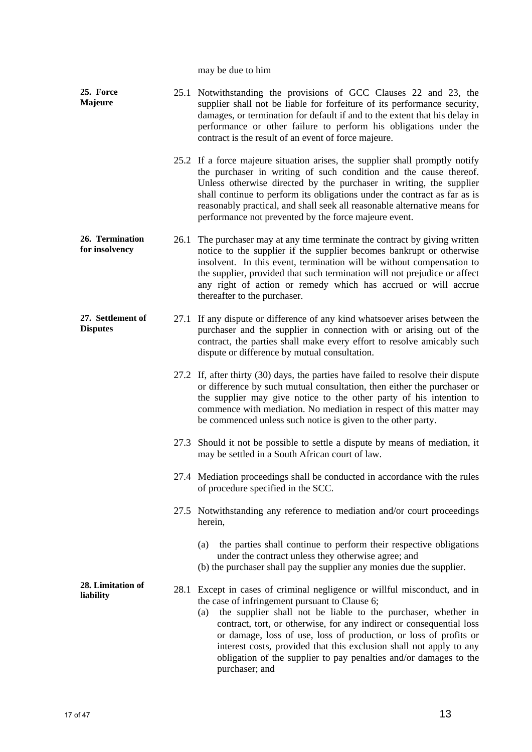may be due to him

**25. Force Majeure**

25.1 Notwithstanding the provisions of GCC Clauses 22 and 23, the supplier shall not be liable for forfeiture of its performance security, damages, or termination for default if and to the extent that his delay in performance or other failure to perform his obligations under the contract is the result of an event of force majeure.

25.2 If a force majeure situation arises, the supplier shall promptly notify the purchaser in writing of such condition and the cause thereof. Unless otherwise directed by the purchaser in writing, the supplier shall continue to perform its obligations under the contract as far as is reasonably practical, and shall seek all reasonable alternative means for performance not prevented by the force majeure event.

**26. Termination for insolvency**

26.1 The purchaser may at any time terminate the contract by giving written notice to the supplier if the supplier becomes bankrupt or otherwise insolvent. In this event, termination will be without compensation to the supplier, provided that such termination will not prejudice or affect any right of action or remedy which has accrued or will accrue thereafter to the purchaser.

**27. Settlement of Disputes**

27.1 If any dispute or difference of any kind whatsoever arises between the purchaser and the supplier in connection with or arising out of the contract, the parties shall make every effort to resolve amicably such dispute or difference by mutual consultation.

27.2 If, after thirty (30) days, the parties have failed to resolve their dispute or difference by such mutual consultation, then either the purchaser or the supplier may give notice to the other party of his intention to commence with mediation. No mediation in respect of this matter may be commenced unless such notice is given to the other party.

27.3 Should it not be possible to settle a dispute by means of mediation, it may be settled in a South African court of law.

27.4 Mediation proceedings shall be conducted in accordance with the rules of procedure specified in the SCC.

27.5 Notwithstanding any reference to mediation and/or court proceedings herein,

(a) the parties shall continue to perform their respective obligations under the contract unless they otherwise agree; and
(b) the purchaser shall pay the supplier any monies due the supplier.

**28. Limitation of liability**

28.1 Except in cases of criminal negligence or willful misconduct, and in the case of infringement pursuant to Clause 6;

(a) the supplier shall not be liable to the purchaser, whether in contract, tort, or otherwise, for any indirect or consequential loss or damage, loss of use, loss of production, or loss of profits or interest costs, provided that this exclusion shall not apply to any obligation of the supplier to pay penalties and/or damages to the purchaser; and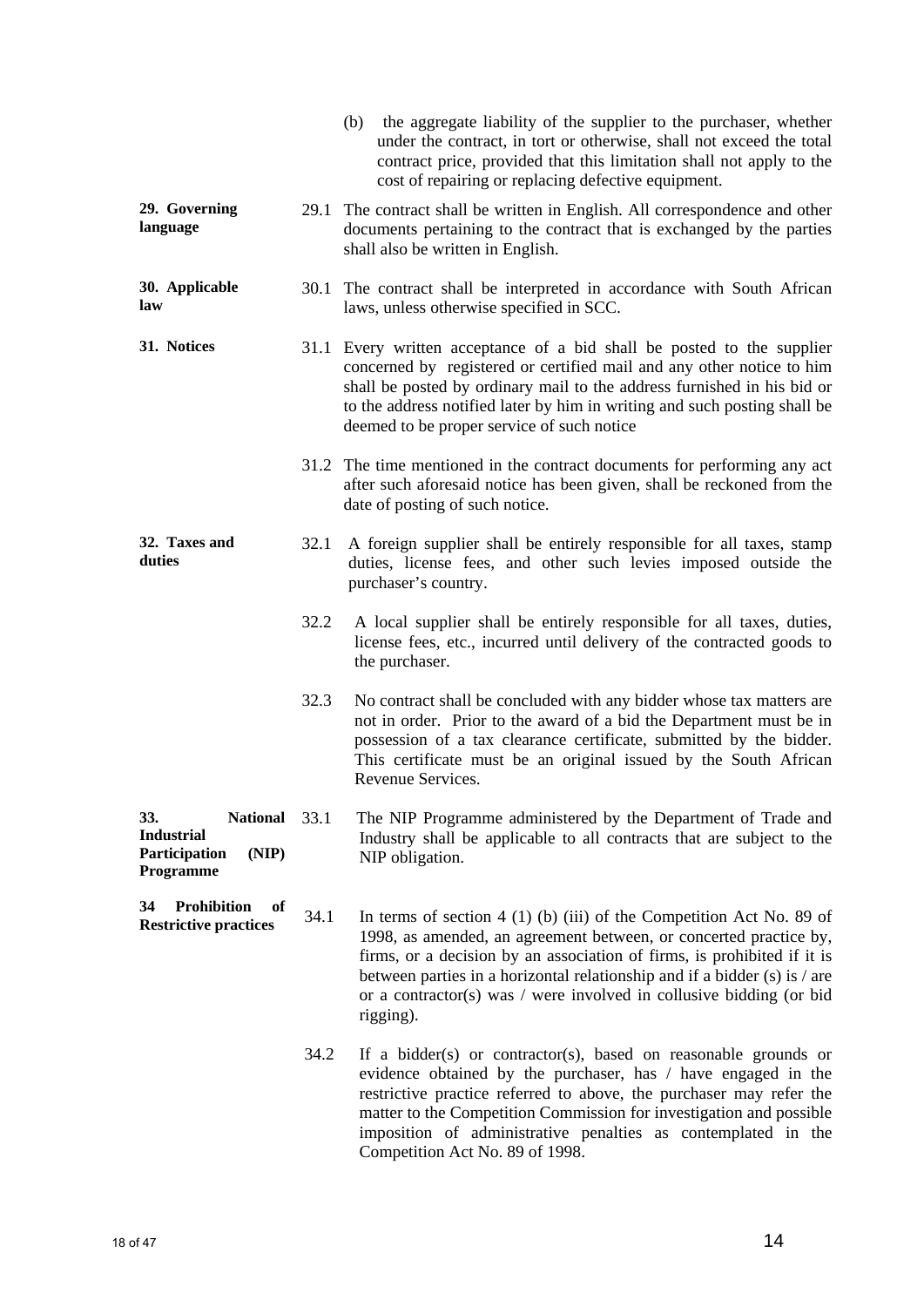(b) the aggregate liability of the supplier to the purchaser, whether under the contract, in tort or otherwise, shall not exceed the total contract price, provided that this limitation shall not apply to the cost of repairing or replacing defective equipment.

**29. Governing language**

29.1 The contract shall be written in English. All correspondence and other documents pertaining to the contract that is exchanged by the parties shall also be written in English.

**30. Applicable law**

30.1 The contract shall be interpreted in accordance with South African laws, unless otherwise specified in SCC.

**31. Notices**

31.1 Every written acceptance of a bid shall be posted to the supplier concerned by registered or certified mail and any other notice to him shall be posted by ordinary mail to the address furnished in his bid or to the address notified later by him in writing and such posting shall be deemed to be proper service of such notice

31.2 The time mentioned in the contract documents for performing any act after such aforesaid notice has been given, shall be reckoned from the date of posting of such notice.

**32. Taxes and duties**

32.1 A foreign supplier shall be entirely responsible for all taxes, stamp duties, license fees, and other such levies imposed outside the purchaser's country.

32.2 A local supplier shall be entirely responsible for all taxes, duties, license fees, etc., incurred until delivery of the contracted goods to the purchaser.

32.3 No contract shall be concluded with any bidder whose tax matters are not in order. Prior to the award of a bid the Department must be in possession of a tax clearance certificate, submitted by the bidder. This certificate must be an original issued by the South African Revenue Services.

**33. National Industrial Participation (NIP) Programme**

33.1 The NIP Programme administered by the Department of Trade and Industry shall be applicable to all contracts that are subject to the NIP obligation.

**34 Prohibition of Restrictive practices**

34.1 In terms of section 4 (1) (b) (iii) of the Competition Act No. 89 of 1998, as amended, an agreement between, or concerted practice by, firms, or a decision by an association of firms, is prohibited if it is between parties in a horizontal relationship and if a bidder (s) is / are or a contractor(s) was / were involved in collusive bidding (or bid rigging).

34.2 If a bidder(s) or contractor(s), based on reasonable grounds or evidence obtained by the purchaser, has / have engaged in the restrictive practice referred to above, the purchaser may refer the matter to the Competition Commission for investigation and possible imposition of administrative penalties as contemplated in the Competition Act No. 89 of 1998.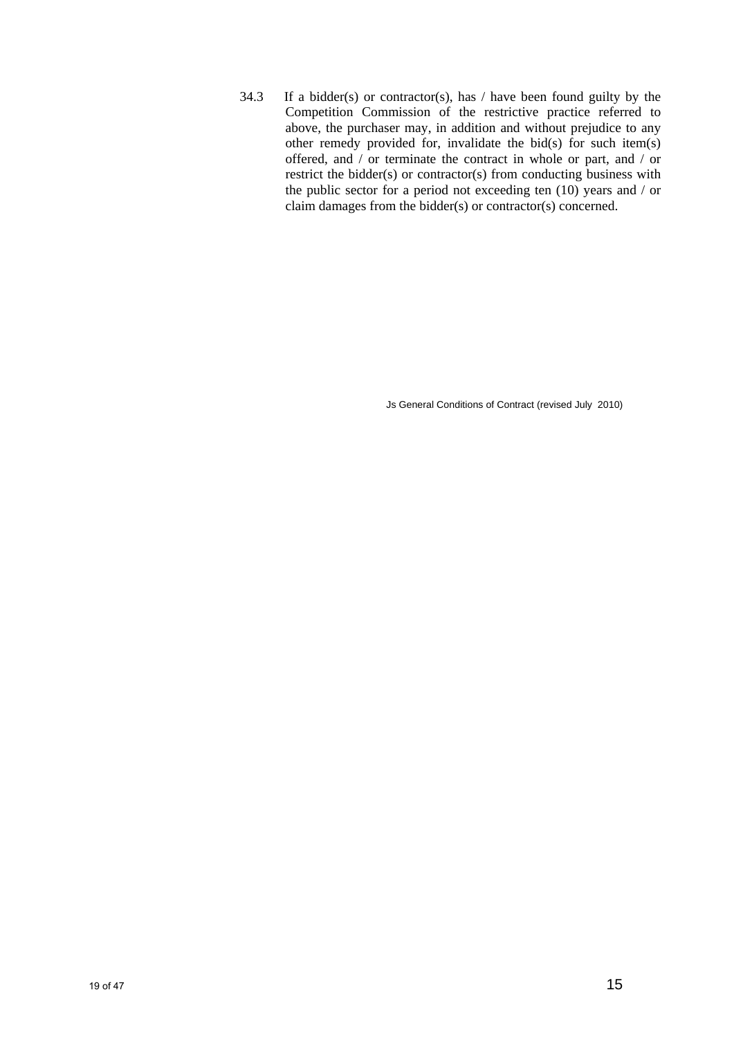34.3 If a bidder(s) or contractor(s), has / have been found guilty by the Competition Commission of the restrictive practice referred to above, the purchaser may, in addition and without prejudice to any other remedy provided for, invalidate the bid(s) for such item(s) offered, and / or terminate the contract in whole or part, and / or restrict the bidder(s) or contractor(s) from conducting business with the public sector for a period not exceeding ten (10) years and / or claim damages from the bidder(s) or contractor(s) concerned.

Js General Conditions of Contract (revised July 2010)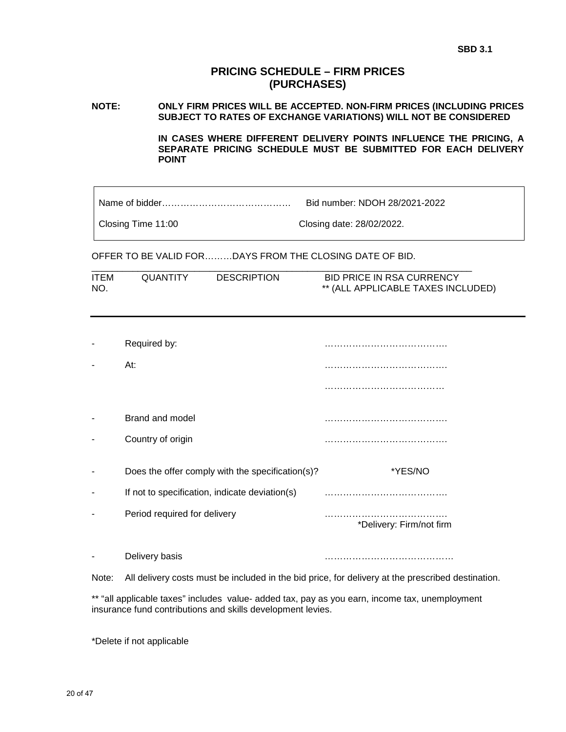SBD 3.1

# PRICING SCHEDULE – FIRM PRICES (PURCHASES)

**NOTE: ONLY FIRM PRICES WILL BE ACCEPTED. NON-FIRM PRICES (INCLUDING PRICES SUBJECT TO RATES OF EXCHANGE VARIATIONS) WILL NOT BE CONSIDERED**

**IN CASES WHERE DIFFERENT DELIVERY POINTS INFLUENCE THE PRICING, A SEPARATE PRICING SCHEDULE MUST BE SUBMITTED FOR EACH DELIVERY POINT**

| | |
|---|---|
| Name of bidder…………………………………… | Bid number: NDOH 28/2021-2022 |
| Closing Time 11:00 | Closing date: 28/02/2022. |

OFFER TO BE VALID FOR………DAYS FROM THE CLOSING DATE OF BID.

| ITEM NO. | QUANTITY | DESCRIPTION | BID PRICE IN RSA CURRENCY ** (ALL APPLICABLE TAXES INCLUDED) |
|---|---|---|---|
| | | | |

- Required by: ………………………………….
- At: ………………………………….
  …………………………………
- Brand and model ………………………………….
- Country of origin ………………………………….
- Does the offer comply with the specification(s)? *YES/NO
- If not to specification, indicate deviation(s) ………………………………….
- Period required for delivery ………………………………….
  *Delivery: Firm/not firm
- Delivery basis ……………………………………

Note: All delivery costs must be included in the bid price, for delivery at the prescribed destination.

** "all applicable taxes" includes value- added tax, pay as you earn, income tax, unemployment insurance fund contributions and skills development levies.

*Delete if not applicable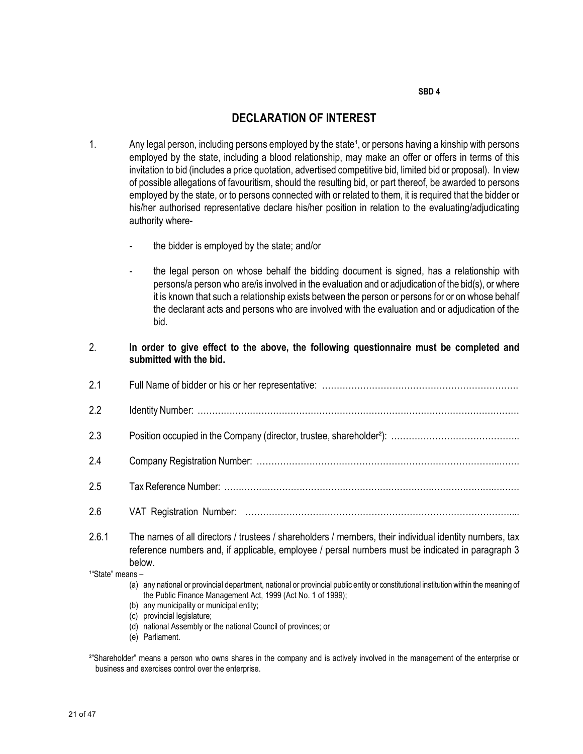SBD 4

# DECLARATION OF INTEREST

1. Any legal person, including persons employed by the state[1], or persons having a kinship with persons employed by the state, including a blood relationship, may make an offer or offers in terms of this invitation to bid (includes a price quotation, advertised competitive bid, limited bid or proposal). In view of possible allegations of favouritism, should the resulting bid, or part thereof, be awarded to persons employed by the state, or to persons connected with or related to them, it is required that the bidder or his/her authorised representative declare his/her position in relation to the evaluating/adjudicating authority where-

   - the bidder is employed by the state; and/or

   - the legal person on whose behalf the bidding document is signed, has a relationship with persons/a person who are/is involved in the evaluation and or adjudication of the bid(s), or where it is known that such a relationship exists between the person or persons for or on whose behalf the declarant acts and persons who are involved with the evaluation and or adjudication of the bid.

2. **In order to give effect to the above, the following questionnaire must be completed and submitted with the bid.**

2.1 Full Name of bidder or his or her representative: ……………………………………………………….

2.2 Identity Number: ………………………………………………………………………………………………

2.3 Position occupied in the Company (director, trustee, shareholder[2]): ……………………………………..

2.4 Company Registration Number: ……………………………………………………………………..…….

2.5 Tax Reference Number: ……………………………………………………………………………………

2.6 VAT Registration Number: …………………………………………………………………………….....

2.6.1 The names of all directors / trustees / shareholders / members, their individual identity numbers, tax reference numbers and, if applicable, employee / persal numbers must be indicated in paragraph 3 below.

[1]"State" means –

(a) any national or provincial department, national or provincial public entity or constitutional institution within the meaning of the Public Finance Management Act, 1999 (Act No. 1 of 1999);
(b) any municipality or municipal entity;
(c) provincial legislature;
(d) national Assembly or the national Council of provinces; or
(e) Parliament.

[2]"Shareholder" means a person who owns shares in the company and is actively involved in the management of the enterprise or business and exercises control over the enterprise.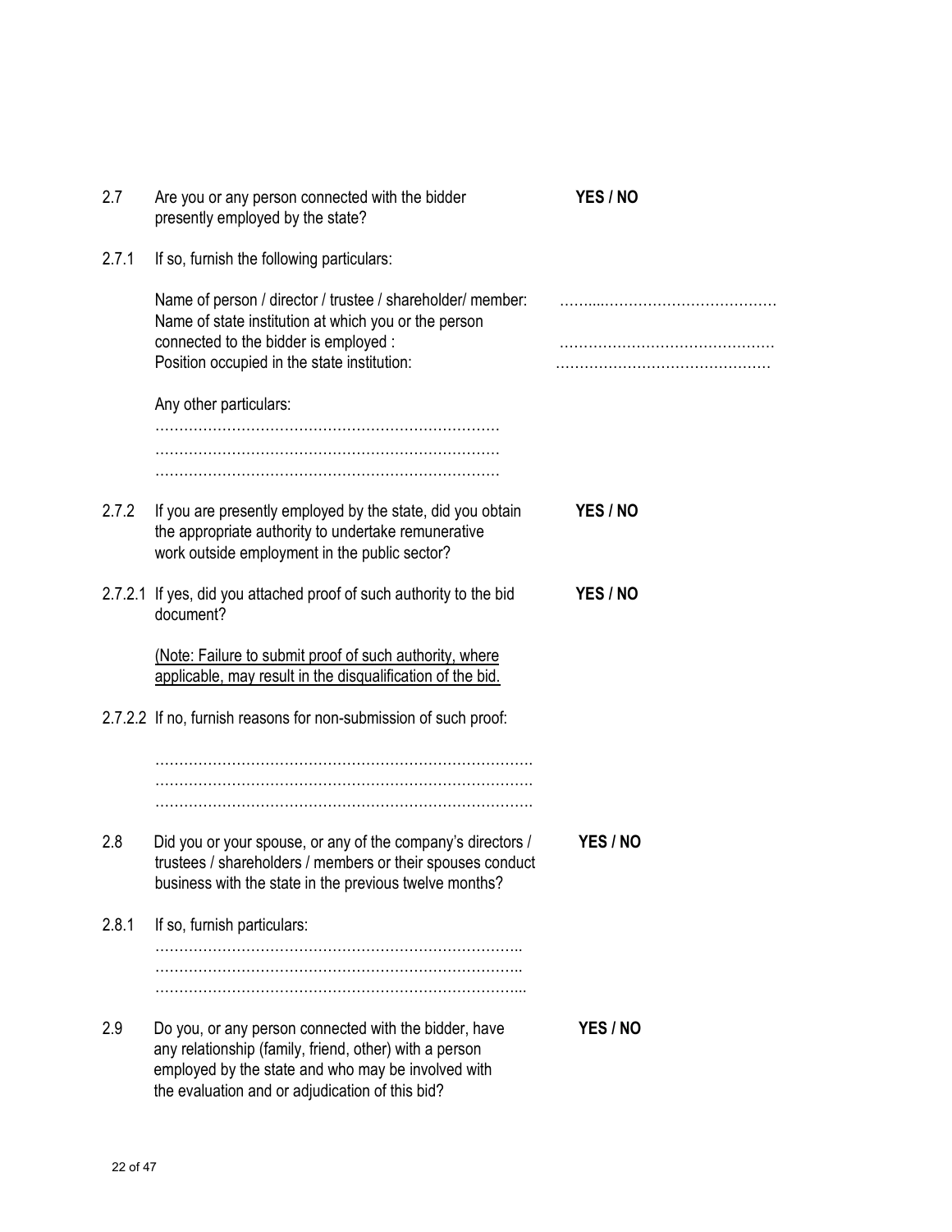2.7 Are you or any person connected with the bidder presently employed by the state? **YES / NO**

2.7.1 If so, furnish the following particulars:

Name of person / director / trustee / shareholder/ member: …….....……………………………
Name of state institution at which you or the person connected to the bidder is employed : ……………………………………
Position occupied in the state institution: ……………………………………

Any other particulars:
………………………………………………………………
………………………………………………………………
………………………………………………………………

2.7.2 If you are presently employed by the state, did you obtain the appropriate authority to undertake remunerative work outside employment in the public sector? **YES / NO**

2.7.2.1 If yes, did you attached proof of such authority to the bid document? **YES / NO**

<u>(Note: Failure to submit proof of such authority, where applicable, may result in the disqualification of the bid.</u>

2.7.2.2 If no, furnish reasons for non-submission of such proof:

…………………………………………………………………….
…………………………………………………………………….
…………………………………………………………………….

2.8 Did you or your spouse, or any of the company's directors / trustees / shareholders / members or their spouses conduct business with the state in the previous twelve months? **YES / NO**

2.8.1 If so, furnish particulars:
…………………………………………………………………..
…………………………………………………………………..
…………………………………………………………………...

2.9 Do you, or any person connected with the bidder, have any relationship (family, friend, other) with a person employed by the state and who may be involved with the evaluation and or adjudication of this bid? **YES / NO**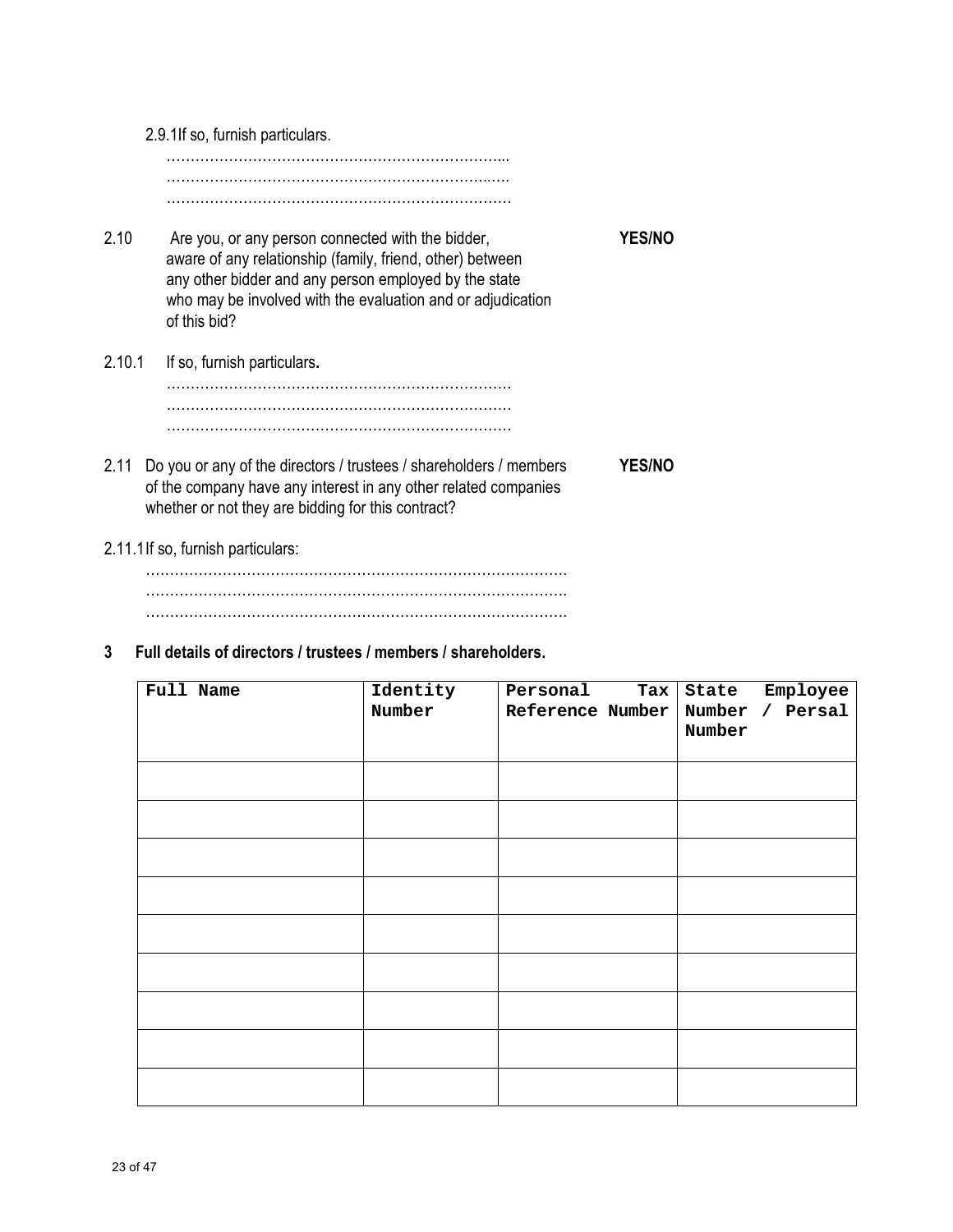2.9.1 If so, furnish particulars.

……………………………………………………………...
……………………………………………………………..…
………………………………………………………………

2.10 Are you, or any person connected with the bidder, aware of any relationship (family, friend, other) between any other bidder and any person employed by the state who may be involved with the evaluation and or adjudication of this bid? **YES/NO**

2.10.1 If so, furnish particulars**.**

………………………………………………………………
………………………………………………………………
………………………………………………………………

2.11 Do you or any of the directors / trustees / shareholders / members of the company have any interest in any other related companies whether or not they are bidding for this contract? **YES/NO**

2.11.1 If so, furnish particulars:

……………………………………………………………………………
……………………………………………………………………………
……………………………………………………………………………

**3 Full details of directors / trustees / members / shareholders.**

| Full Name | Identity Number | Personal Tax Reference Number | State Employee Number / Persal Number |
|---|---|---|---|
| | | | |
| | | | |
| | | | |
| | | | |
| | | | |
| | | | |
| | | | |
| | | | |
| | | | |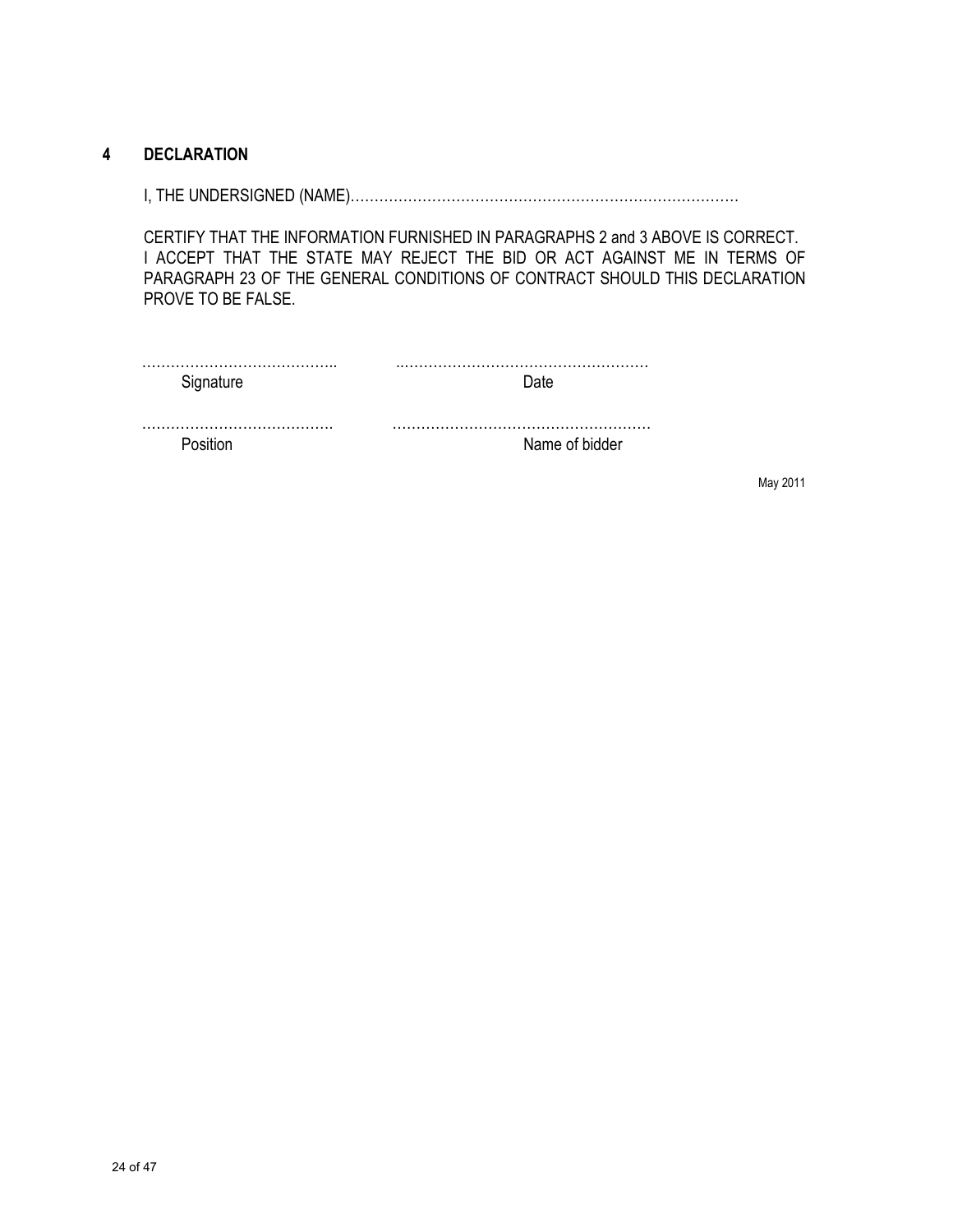## 4 DECLARATION

I, THE UNDERSIGNED (NAME)……………………………………………………………………

CERTIFY THAT THE INFORMATION FURNISHED IN PARAGRAPHS 2 and 3 ABOVE IS CORRECT. I ACCEPT THAT THE STATE MAY REJECT THE BID OR ACT AGAINST ME IN TERMS OF PARAGRAPH 23 OF THE GENERAL CONDITIONS OF CONTRACT SHOULD THIS DECLARATION PROVE TO BE FALSE.

| …………………………………. | ……………………………………………… |
|---|---|
| Signature | Date |
| …………………………………. | ……………………………………………… |
| Position | Name of bidder |

May 2011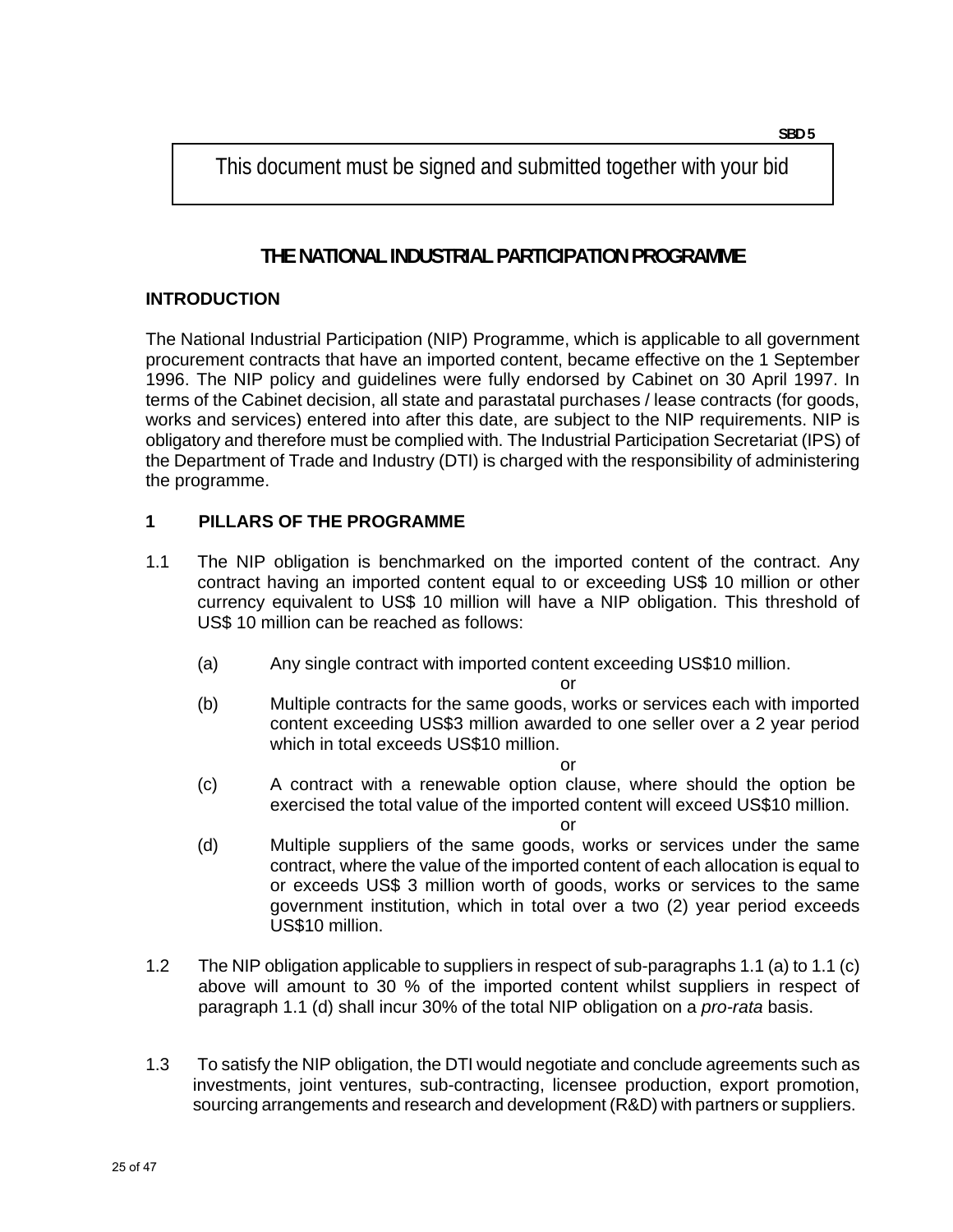SBD 5

This document must be signed and submitted together with your bid

# THE NATIONAL INDUSTRIAL PARTICIPATION PROGRAMME

## INTRODUCTION

The National Industrial Participation (NIP) Programme, which is applicable to all government procurement contracts that have an imported content, became effective on the 1 September 1996. The NIP policy and guidelines were fully endorsed by Cabinet on 30 April 1997. In terms of the Cabinet decision, all state and parastatal purchases / lease contracts (for goods, works and services) entered into after this date, are subject to the NIP requirements. NIP is obligatory and therefore must be complied with. The Industrial Participation Secretariat (IPS) of the Department of Trade and Industry (DTI) is charged with the responsibility of administering the programme.

## 1 PILLARS OF THE PROGRAMME

1.1 The NIP obligation is benchmarked on the imported content of the contract. Any contract having an imported content equal to or exceeding US$ 10 million or other currency equivalent to US$ 10 million will have a NIP obligation. This threshold of US$ 10 million can be reached as follows:

(a) Any single contract with imported content exceeding US$10 million.

or

(b) Multiple contracts for the same goods, works or services each with imported content exceeding US$3 million awarded to one seller over a 2 year period which in total exceeds US$10 million.

or

(c) A contract with a renewable option clause, where should the option be exercised the total value of the imported content will exceed US$10 million.

or

(d) Multiple suppliers of the same goods, works or services under the same contract, where the value of the imported content of each allocation is equal to or exceeds US$ 3 million worth of goods, works or services to the same government institution, which in total over a two (2) year period exceeds US$10 million.

1.2 The NIP obligation applicable to suppliers in respect of sub-paragraphs 1.1 (a) to 1.1 (c) above will amount to 30 % of the imported content whilst suppliers in respect of paragraph 1.1 (d) shall incur 30% of the total NIP obligation on a *pro-rata* basis.

1.3 To satisfy the NIP obligation, the DTI would negotiate and conclude agreements such as investments, joint ventures, sub-contracting, licensee production, export promotion, sourcing arrangements and research and development (R&D) with partners or suppliers.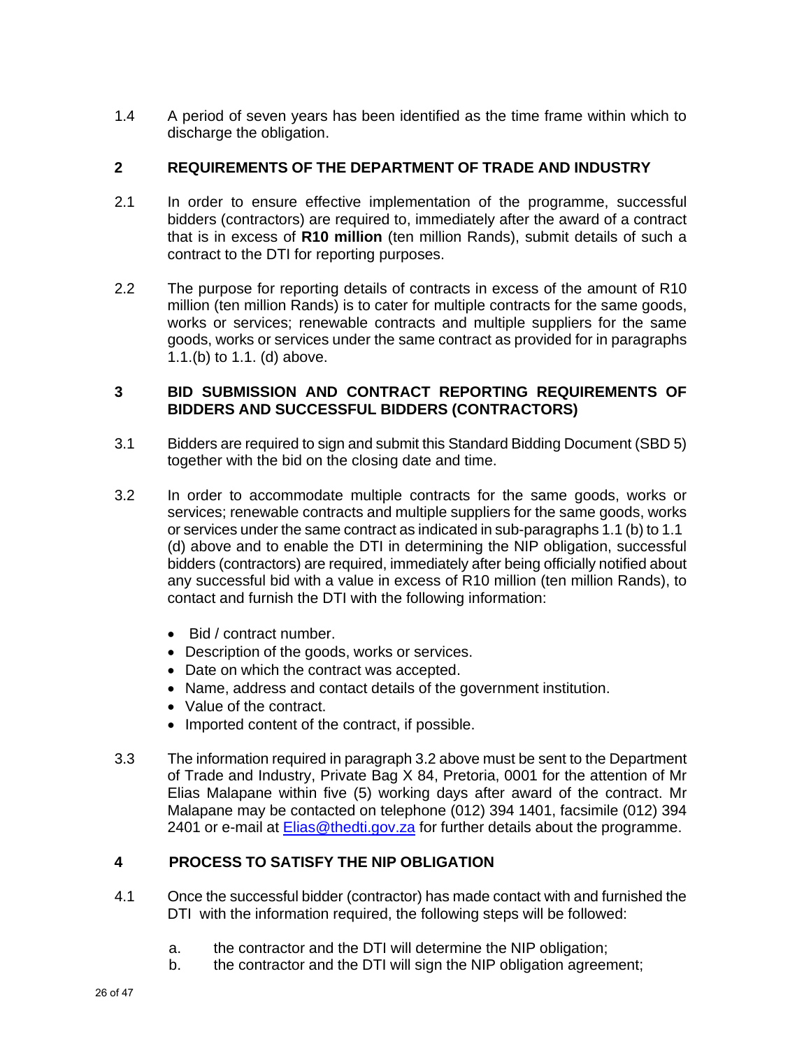1.4 A period of seven years has been identified as the time frame within which to discharge the obligation.

## 2 REQUIREMENTS OF THE DEPARTMENT OF TRADE AND INDUSTRY

2.1 In order to ensure effective implementation of the programme, successful bidders (contractors) are required to, immediately after the award of a contract that is in excess of **R10 million** (ten million Rands), submit details of such a contract to the DTI for reporting purposes.

2.2 The purpose for reporting details of contracts in excess of the amount of R10 million (ten million Rands) is to cater for multiple contracts for the same goods, works or services; renewable contracts and multiple suppliers for the same goods, works or services under the same contract as provided for in paragraphs 1.1.(b) to 1.1. (d) above.

## 3 BID SUBMISSION AND CONTRACT REPORTING REQUIREMENTS OF BIDDERS AND SUCCESSFUL BIDDERS (CONTRACTORS)

3.1 Bidders are required to sign and submit this Standard Bidding Document (SBD 5) together with the bid on the closing date and time.

3.2 In order to accommodate multiple contracts for the same goods, works or services; renewable contracts and multiple suppliers for the same goods, works or services under the same contract as indicated in sub-paragraphs 1.1 (b) to 1.1 (d) above and to enable the DTI in determining the NIP obligation, successful bidders (contractors) are required, immediately after being officially notified about any successful bid with a value in excess of R10 million (ten million Rands), to contact and furnish the DTI with the following information:

- Bid / contract number.
- Description of the goods, works or services.
- Date on which the contract was accepted.
- Name, address and contact details of the government institution.
- Value of the contract.
- Imported content of the contract, if possible.

3.3 The information required in paragraph 3.2 above must be sent to the Department of Trade and Industry, Private Bag X 84, Pretoria, 0001 for the attention of Mr Elias Malapane within five (5) working days after award of the contract. Mr Malapane may be contacted on telephone (012) 394 1401, facsimile (012) 394 2401 or e-mail at Elias@thedti.gov.za for further details about the programme.

## 4 PROCESS TO SATISFY THE NIP OBLIGATION

4.1 Once the successful bidder (contractor) has made contact with and furnished the DTI with the information required, the following steps will be followed:

a. the contractor and the DTI will determine the NIP obligation;
b. the contractor and the DTI will sign the NIP obligation agreement;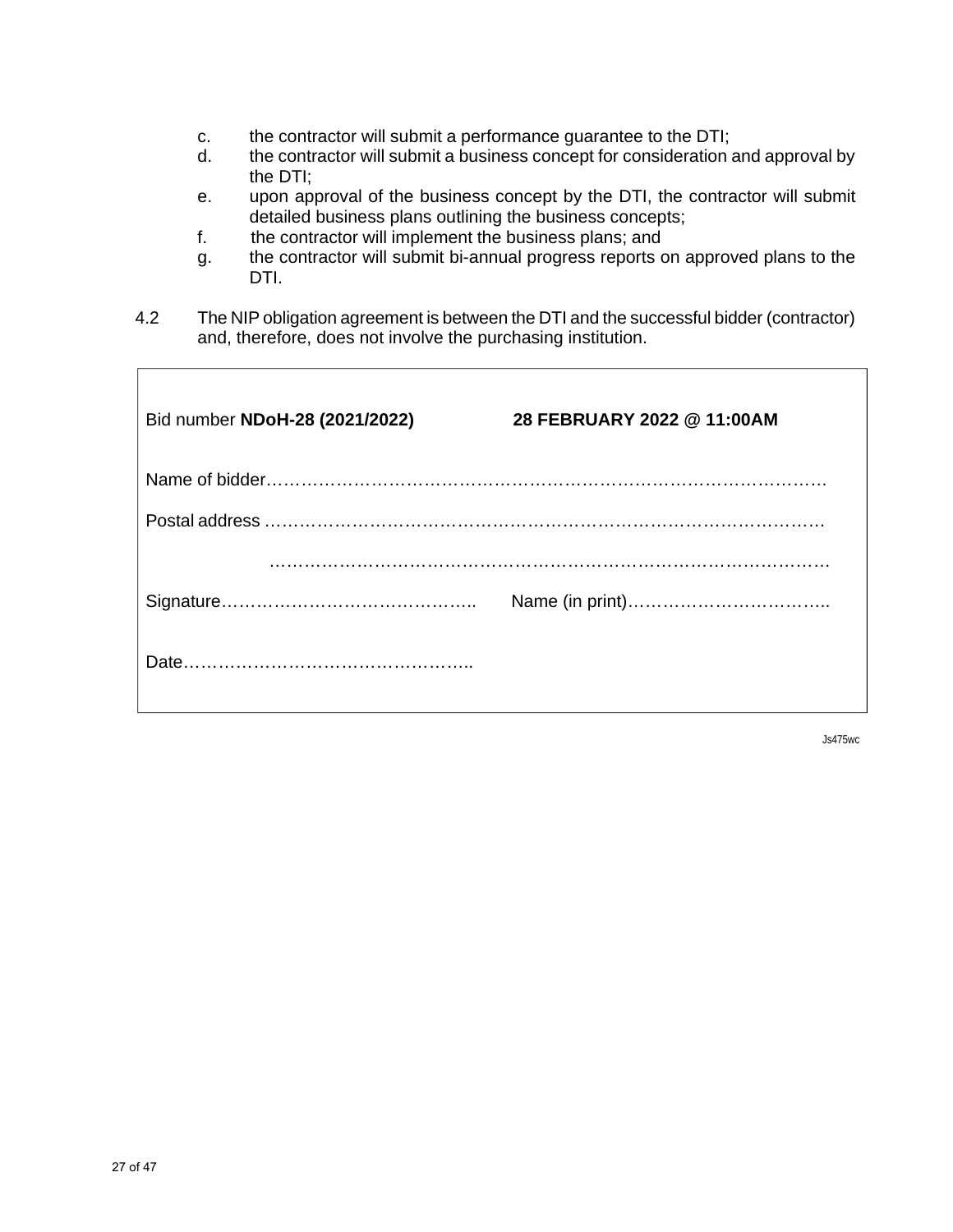c. the contractor will submit a performance guarantee to the DTI;
d. the contractor will submit a business concept for consideration and approval by the DTI;
e. upon approval of the business concept by the DTI, the contractor will submit detailed business plans outlining the business concepts;
f. the contractor will implement the business plans; and
g. the contractor will submit bi-annual progress reports on approved plans to the DTI.

4.2 The NIP obligation agreement is between the DTI and the successful bidder (contractor) and, therefore, does not involve the purchasing institution.

Bid number **NDoH-28 (2021/2022)** **28 FEBRUARY 2022 @ 11:00AM**

Name of bidder……………………………………………………………………………………

Postal address ……………………………………………………………………………………

……………………………………………………………………………………

Signature…………………………………….. Name (in print)……………………………..

Date…………………………………………..

Js475wc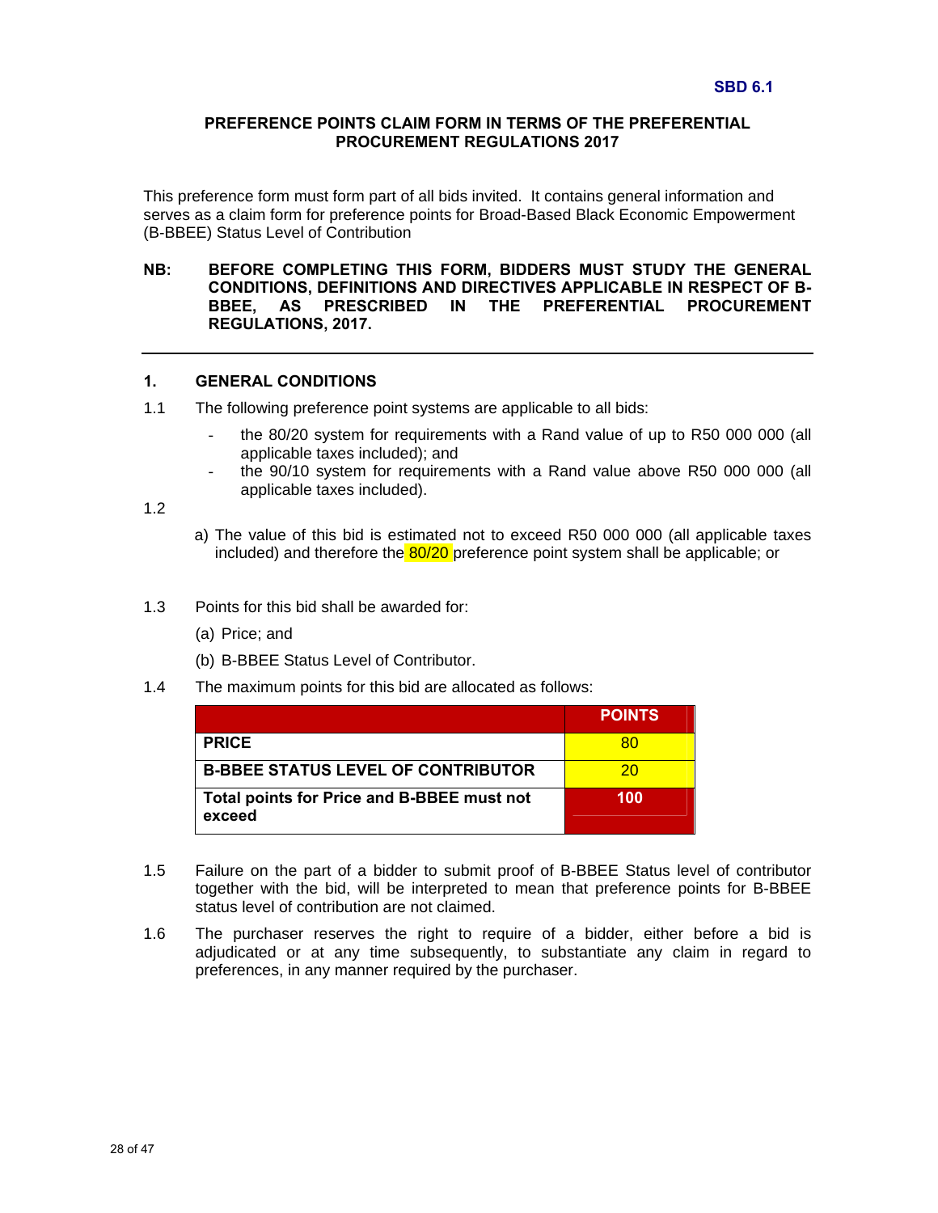SBD 6.1

# PREFERENCE POINTS CLAIM FORM IN TERMS OF THE PREFERENTIAL PROCUREMENT REGULATIONS 2017

This preference form must form part of all bids invited. It contains general information and serves as a claim form for preference points for Broad-Based Black Economic Empowerment (B-BBEE) Status Level of Contribution

**NB: BEFORE COMPLETING THIS FORM, BIDDERS MUST STUDY THE GENERAL CONDITIONS, DEFINITIONS AND DIRECTIVES APPLICABLE IN RESPECT OF B-BBEE, AS PRESCRIBED IN THE PREFERENTIAL PROCUREMENT REGULATIONS, 2017.**

---

## 1. GENERAL CONDITIONS

1.1 The following preference point systems are applicable to all bids:

- the 80/20 system for requirements with a Rand value of up to R50 000 000 (all applicable taxes included); and
- the 90/10 system for requirements with a Rand value above R50 000 000 (all applicable taxes included).

1.2

a) The value of this bid is estimated not to exceed R50 000 000 (all applicable taxes included) and therefore the 80/20 preference point system shall be applicable; or

1.3 Points for this bid shall be awarded for:

(a) Price; and

(b) B-BBEE Status Level of Contributor.

1.4 The maximum points for this bid are allocated as follows:

| | POINTS |
|---|---|
| **PRICE** | 80 |
| **B-BBEE STATUS LEVEL OF CONTRIBUTOR** | 20 |
| **Total points for Price and B-BBEE must not exceed** | **100** |

1.5 Failure on the part of a bidder to submit proof of B-BBEE Status level of contributor together with the bid, will be interpreted to mean that preference points for B-BBEE status level of contribution are not claimed.

1.6 The purchaser reserves the right to require of a bidder, either before a bid is adjudicated or at any time subsequently, to substantiate any claim in regard to preferences, in any manner required by the purchaser.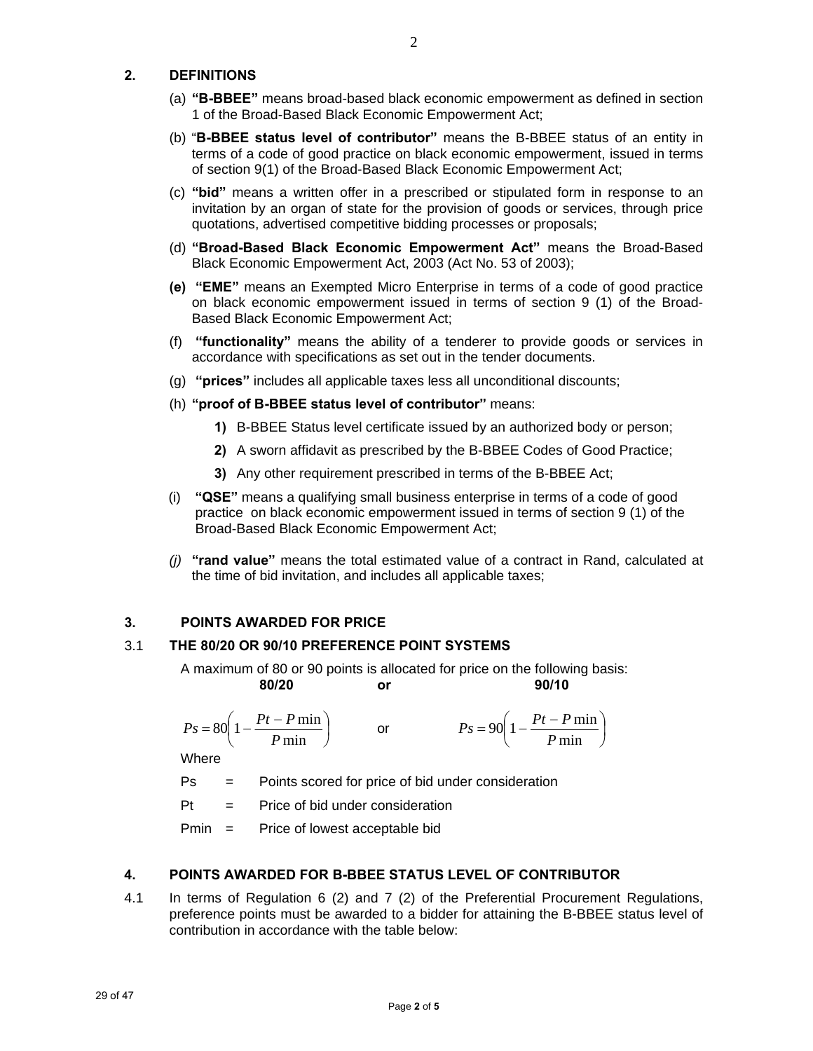## 2. DEFINITIONS

(a) **"B-BBEE"** means broad-based black economic empowerment as defined in section 1 of the Broad-Based Black Economic Empowerment Act;

(b) "**B-BBEE status level of contributor"** means the B-BBEE status of an entity in terms of a code of good practice on black economic empowerment, issued in terms of section 9(1) of the Broad-Based Black Economic Empowerment Act;

(c) **"bid"** means a written offer in a prescribed or stipulated form in response to an invitation by an organ of state for the provision of goods or services, through price quotations, advertised competitive bidding processes or proposals;

(d) **"Broad-Based Black Economic Empowerment Act"** means the Broad-Based Black Economic Empowerment Act, 2003 (Act No. 53 of 2003);

**(e)** **"EME"** means an Exempted Micro Enterprise in terms of a code of good practice on black economic empowerment issued in terms of section 9 (1) of the Broad-Based Black Economic Empowerment Act;

(f) **"functionality"** means the ability of a tenderer to provide goods or services in accordance with specifications as set out in the tender documents.

(g) **"prices"** includes all applicable taxes less all unconditional discounts;

(h) **"proof of B-BBEE status level of contributor"** means:

**1)** B-BBEE Status level certificate issued by an authorized body or person;

**2)** A sworn affidavit as prescribed by the B-BBEE Codes of Good Practice;

**3)** Any other requirement prescribed in terms of the B-BBEE Act;

(i) **"QSE"** means a qualifying small business enterprise in terms of a code of good practice on black economic empowerment issued in terms of section 9 (1) of the Broad-Based Black Economic Empowerment Act;

*(j)* **"rand value"** means the total estimated value of a contract in Rand, calculated at the time of bid invitation, and includes all applicable taxes;

## 3. POINTS AWARDED FOR PRICE

### 3.1 THE 80/20 OR 90/10 PREFERENCE POINT SYSTEMS

A maximum of 80 or 90 points is allocated for price on the following basis:

**80/20** **or** **90/10**

$$Ps = 80\left(1 - \frac{Pt - P\min}{P\min}\right) \quad \text{or} \quad Ps = 90\left(1 - \frac{Pt - P\min}{P\min}\right)$$

Where

Ps = Points scored for price of bid under consideration

Pt = Price of bid under consideration

Pmin = Price of lowest acceptable bid

## 4. POINTS AWARDED FOR B-BBEE STATUS LEVEL OF CONTRIBUTOR

4.1 In terms of Regulation 6 (2) and 7 (2) of the Preferential Procurement Regulations, preference points must be awarded to a bidder for attaining the B-BBEE status level of contribution in accordance with the table below: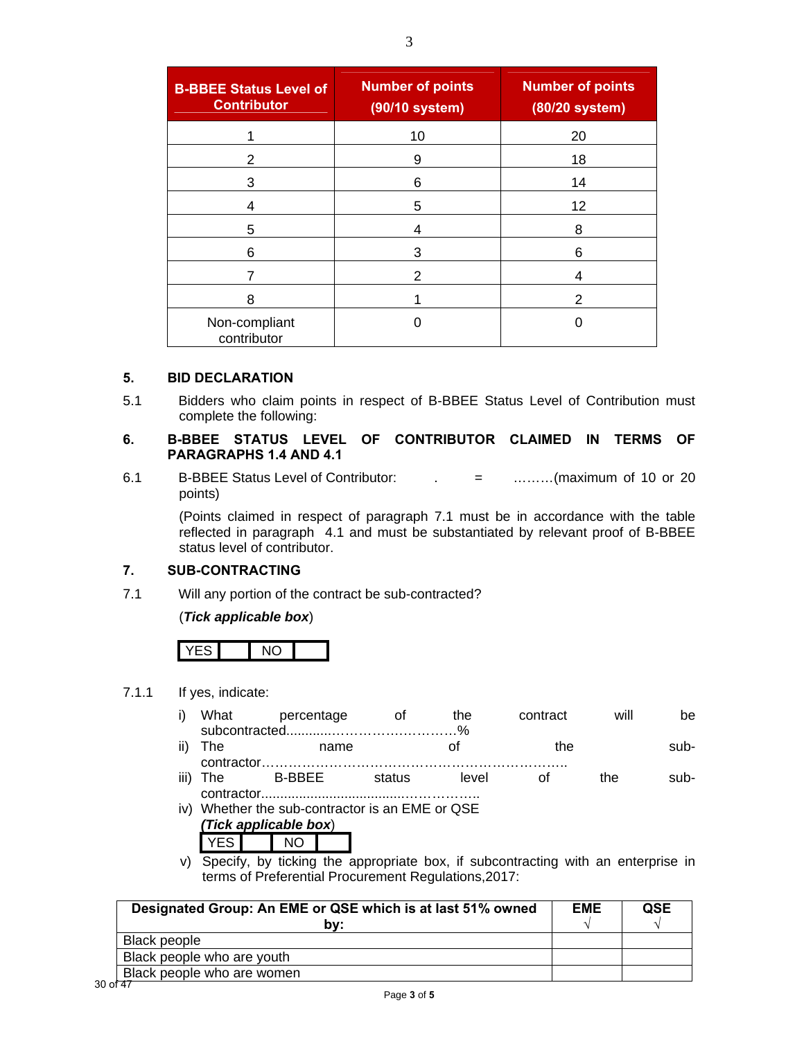| B-BBEE Status Level of Contributor | Number of points (90/10 system) | Number of points (80/20 system) |
|---|---|---|
| 1 | 10 | 20 |
| 2 | 9 | 18 |
| 3 | 6 | 14 |
| 4 | 5 | 12 |
| 5 | 4 | 8 |
| 6 | 3 | 6 |
| 7 | 2 | 4 |
| 8 | 1 | 2 |
| Non-compliant contributor | 0 | 0 |

## 5. BID DECLARATION

5.1 Bidders who claim points in respect of B-BBEE Status Level of Contribution must complete the following:

## 6. B-BBEE STATUS LEVEL OF CONTRIBUTOR CLAIMED IN TERMS OF PARAGRAPHS 1.4 AND 4.1

6.1 B-BBEE Status Level of Contributor: . = ………(maximum of 10 or 20 points)

(Points claimed in respect of paragraph 7.1 must be in accordance with the table reflected in paragraph 4.1 and must be substantiated by relevant proof of B-BBEE status level of contributor.

## 7. SUB-CONTRACTING

7.1 Will any portion of the contract be sub-contracted?

(***Tick applicable box***)

| YES | | NO | |
|---|---|---|---|

7.1.1 If yes, indicate:

i) What percentage of the contract will be subcontracted............……………………….…%

ii) The name of the sub-contractor…………………………………………………………..

iii) The B-BBEE status level of the sub-contractor......................................……………..

iv) Whether the sub-contractor is an EME or QSE

(***Tick applicable box***)

| YES | | NO | |
|---|---|---|---|

v) Specify, by ticking the appropriate box, if subcontracting with an enterprise in terms of Preferential Procurement Regulations,2017:

| Designated Group: An EME or QSE which is at last 51% owned by: | EME √ | QSE √ |
|---|---|---|
| Black people | | |
| Black people who are youth | | |
| Black people who are women | | |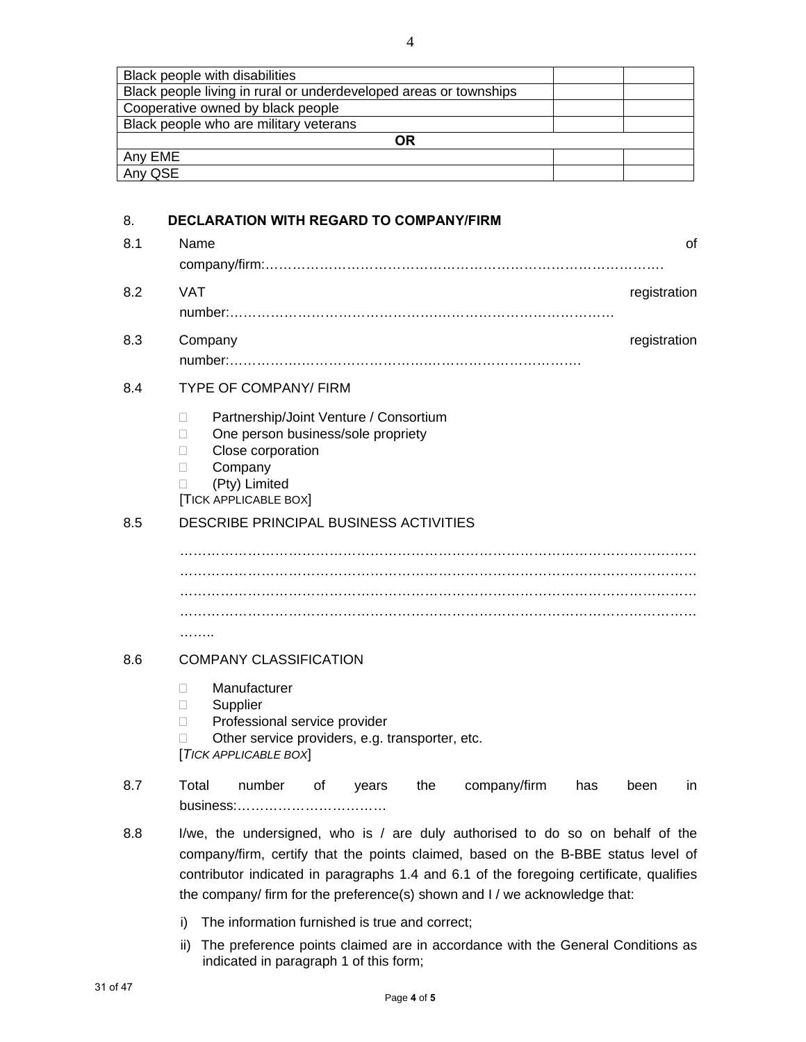| Black people with disabilities | | |
|---|---|---|
| Black people living in rural or underdeveloped areas or townships | | |
| Cooperative owned by black people | | |
| Black people who are military veterans | | |
| **OR** | | |
| Any EME | | |
| Any QSE | | |

8. **DECLARATION WITH REGARD TO COMPANY/FIRM**

8.1 Name of company/firm:…………………………………………………………………………….

8.2 VAT registration number:……………………………………….………………………………

8.3 Company registration number:…………….……………………….…………………………….

8.4 TYPE OF COMPANY/ FIRM

- Partnership/Joint Venture / Consortium
- One person business/sole propriety
- Close corporation
- Company
- (Pty) Limited

[TICK APPLICABLE BOX]

8.5 DESCRIBE PRINCIPAL BUSINESS ACTIVITIES

…………………………………………………………………………………………………
…………………………………………………………………………………………………
…………………………………………………………………………………………………
…………………………………………………………………………………………………
……..

8.6 COMPANY CLASSIFICATION

- Manufacturer
- Supplier
- Professional service provider
- Other service providers, e.g. transporter, etc.

[*TICK APPLICABLE BOX*]

8.7 Total number of years the company/firm has been in business:……………………………

8.8 I/we, the undersigned, who is / are duly authorised to do so on behalf of the company/firm, certify that the points claimed, based on the B-BBE status level of contributor indicated in paragraphs 1.4 and 6.1 of the foregoing certificate, qualifies the company/ firm for the preference(s) shown and I / we acknowledge that:

i) The information furnished is true and correct;

ii) The preference points claimed are in accordance with the General Conditions as indicated in paragraph 1 of this form;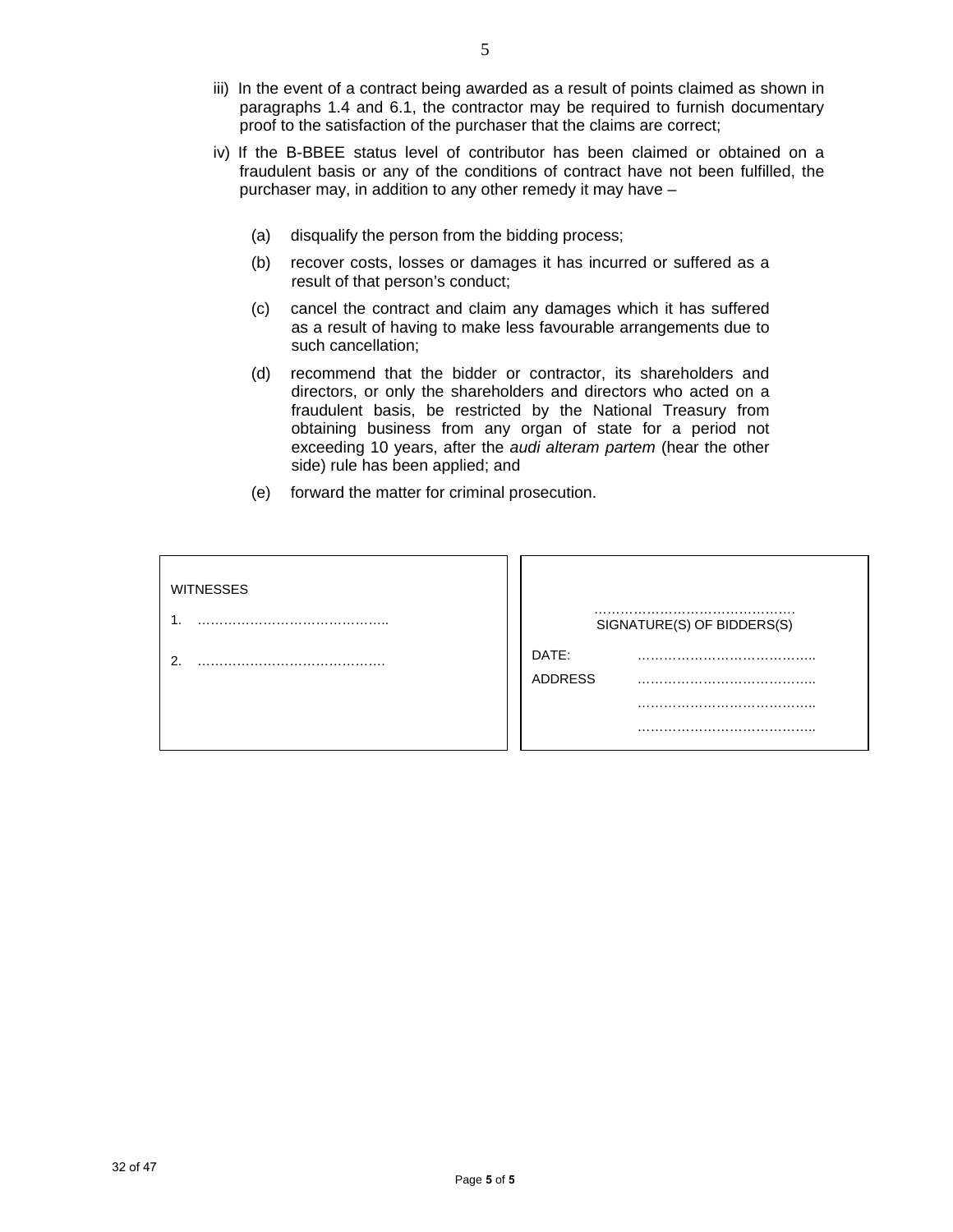iii) In the event of a contract being awarded as a result of points claimed as shown in paragraphs 1.4 and 6.1, the contractor may be required to furnish documentary proof to the satisfaction of the purchaser that the claims are correct;

iv) If the B-BBEE status level of contributor has been claimed or obtained on a fraudulent basis or any of the conditions of contract have not been fulfilled, the purchaser may, in addition to any other remedy it may have –

(a) disqualify the person from the bidding process;

(b) recover costs, losses or damages it has incurred or suffered as a result of that person's conduct;

(c) cancel the contract and claim any damages which it has suffered as a result of having to make less favourable arrangements due to such cancellation;

(d) recommend that the bidder or contractor, its shareholders and directors, or only the shareholders and directors who acted on a fraudulent basis, be restricted by the National Treasury from obtaining business from any organ of state for a period not exceeding 10 years, after the *audi alteram partem* (hear the other side) rule has been applied; and

(e) forward the matter for criminal prosecution.

| WITNESSES | |
|---|---|
| 1. …………………………………….. | ………………………………………<br>SIGNATURE(S) OF BIDDERS(S) |
| 2. ……………………………………. | DATE: ………………………………….. |
| | ADDRESS ………………………………….. |
| | ………………………………….. |
| | ………………………………….. |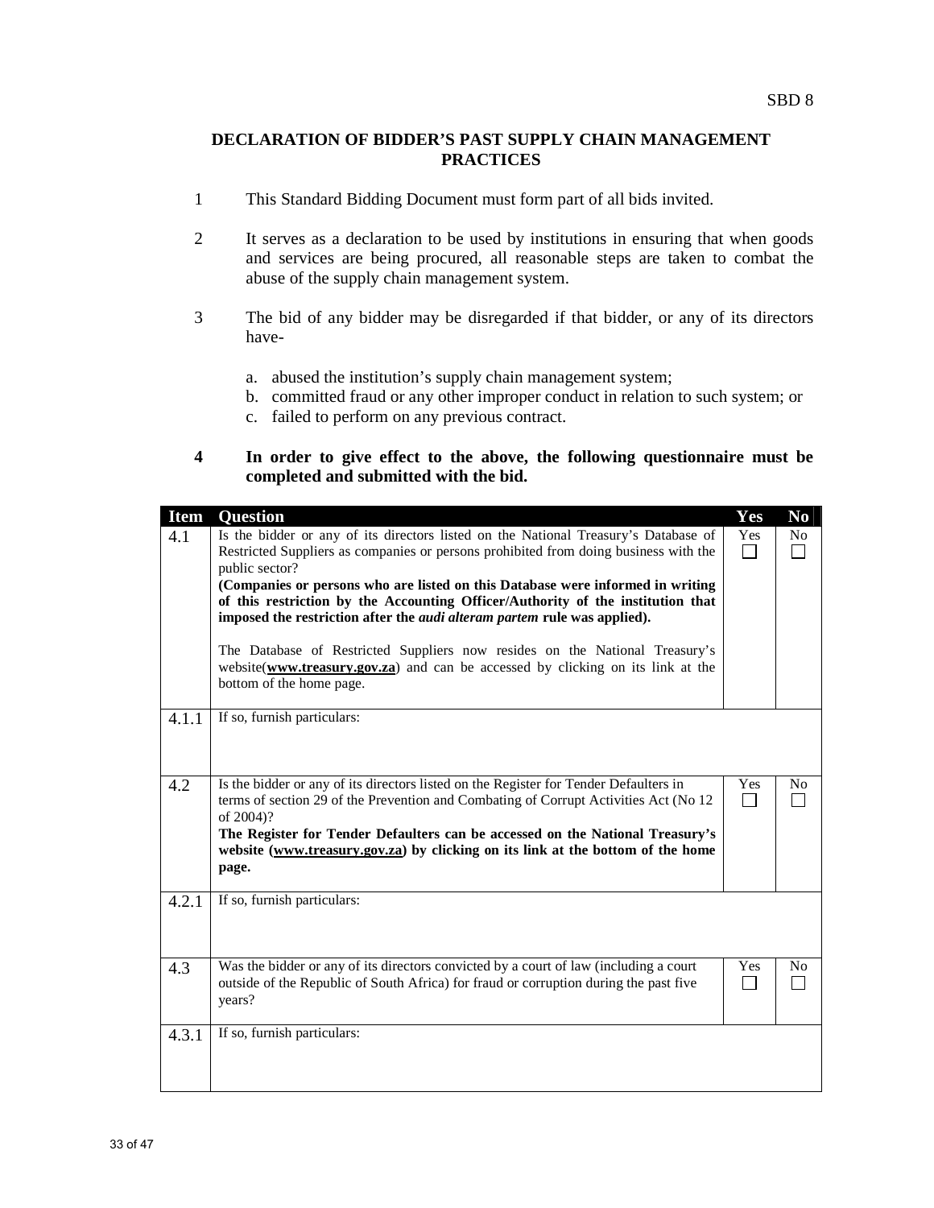SBD 8

## DECLARATION OF BIDDER'S PAST SUPPLY CHAIN MANAGEMENT PRACTICES

1. This Standard Bidding Document must form part of all bids invited.

2. It serves as a declaration to be used by institutions in ensuring that when goods and services are being procured, all reasonable steps are taken to combat the abuse of the supply chain management system.

3. The bid of any bidder may be disregarded if that bidder, or any of its directors have-

   a. abused the institution's supply chain management system;
   b. committed fraud or any other improper conduct in relation to such system; or
   c. failed to perform on any previous contract.

4. **In order to give effect to the above, the following questionnaire must be completed and submitted with the bid.**

| Item | Question | Yes | No |
|---|---|---|---|
| 4.1 | Is the bidder or any of its directors listed on the National Treasury's Database of Restricted Suppliers as companies or persons prohibited from doing business with the public sector?<br>**(Companies or persons who are listed on this Database were informed in writing of this restriction by the Accounting Officer/Authority of the institution that imposed the restriction after the *audi alteram partem* rule was applied).**<br><br>The Database of Restricted Suppliers now resides on the National Treasury's website(**www.treasury.gov.za**) and can be accessed by clicking on its link at the bottom of the home page. | Yes ☐ | No ☐ |
| 4.1.1 | If so, furnish particulars: | | |
| 4.2 | Is the bidder or any of its directors listed on the Register for Tender Defaulters in terms of section 29 of the Prevention and Combating of Corrupt Activities Act (No 12 of 2004)?<br>**The Register for Tender Defaulters can be accessed on the National Treasury's website (www.treasury.gov.za) by clicking on its link at the bottom of the home page.** | Yes ☐ | No ☐ |
| 4.2.1 | If so, furnish particulars: | | |
| 4.3 | Was the bidder or any of its directors convicted by a court of law (including a court outside of the Republic of South Africa) for fraud or corruption during the past five years? | Yes ☐ | No ☐ |
| 4.3.1 | If so, furnish particulars: | | |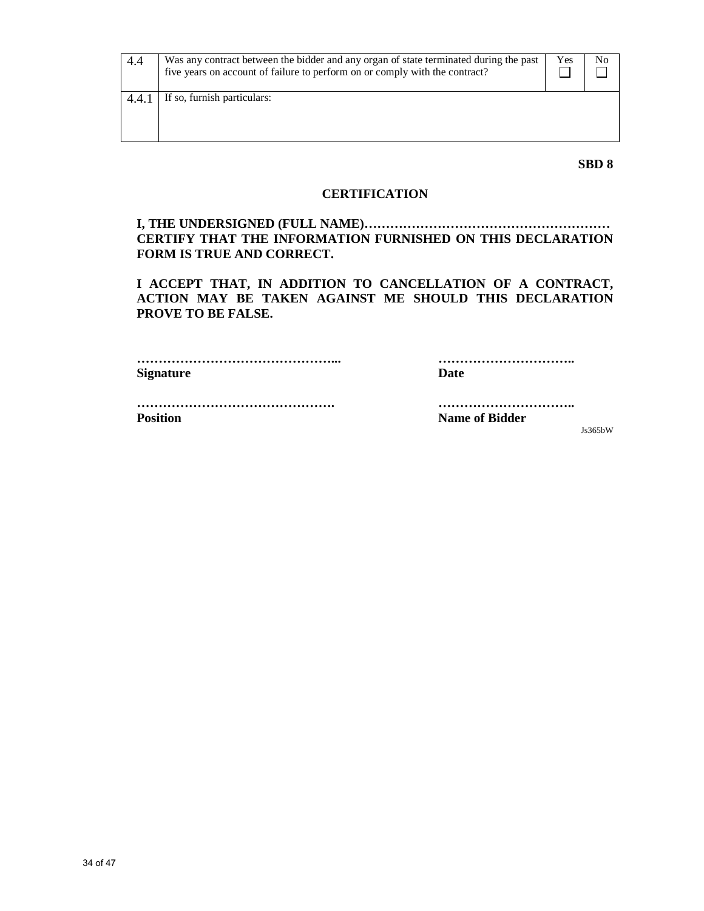| 4.4 | Was any contract between the bidder and any organ of state terminated during the past five years on account of failure to perform on or comply with the contract? | Yes ☐ | No ☐ |
|---|---|---|---|
| 4.4.1 | If so, furnish particulars: | | |

**SBD 8**

## CERTIFICATION

**I, THE UNDERSIGNED (FULL NAME)………………………………………………… CERTIFY THAT THE INFORMATION FURNISHED ON THIS DECLARATION FORM IS TRUE AND CORRECT.**

**I ACCEPT THAT, IN ADDITION TO CANCELLATION OF A CONTRACT, ACTION MAY BE TAKEN AGAINST ME SHOULD THIS DECLARATION PROVE TO BE FALSE.**

**………………………………………...**
**Signature**

**…………………………..**
**Date**

**……………………………………….**
**Position**

**…………………………..**
**Name of Bidder**

Js365bW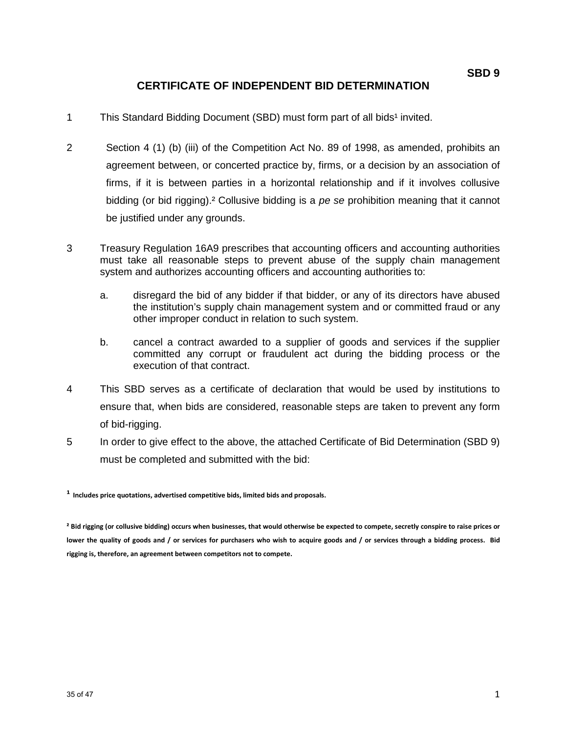**SBD 9**

# CERTIFICATE OF INDEPENDENT BID DETERMINATION

1 This Standard Bidding Document (SBD) must form part of all bids[1] invited.

2 Section 4 (1) (b) (iii) of the Competition Act No. 89 of 1998, as amended, prohibits an agreement between, or concerted practice by, firms, or a decision by an association of firms, if it is between parties in a horizontal relationship and if it involves collusive bidding (or bid rigging).[2] Collusive bidding is a *pe se* prohibition meaning that it cannot be justified under any grounds.

3 Treasury Regulation 16A9 prescribes that accounting officers and accounting authorities must take all reasonable steps to prevent abuse of the supply chain management system and authorizes accounting officers and accounting authorities to:

a. disregard the bid of any bidder if that bidder, or any of its directors have abused the institution's supply chain management system and or committed fraud or any other improper conduct in relation to such system.

b. cancel a contract awarded to a supplier of goods and services if the supplier committed any corrupt or fraudulent act during the bidding process or the execution of that contract.

4 This SBD serves as a certificate of declaration that would be used by institutions to ensure that, when bids are considered, reasonable steps are taken to prevent any form of bid-rigging.

5 In order to give effect to the above, the attached Certificate of Bid Determination (SBD 9) must be completed and submitted with the bid:

---

**[1] Includes price quotations, advertised competitive bids, limited bids and proposals.**

**[2] Bid rigging (or collusive bidding) occurs when businesses, that would otherwise be expected to compete, secretly conspire to raise prices or lower the quality of goods and / or services for purchasers who wish to acquire goods and / or services through a bidding process. Bid rigging is, therefore, an agreement between competitors not to compete.**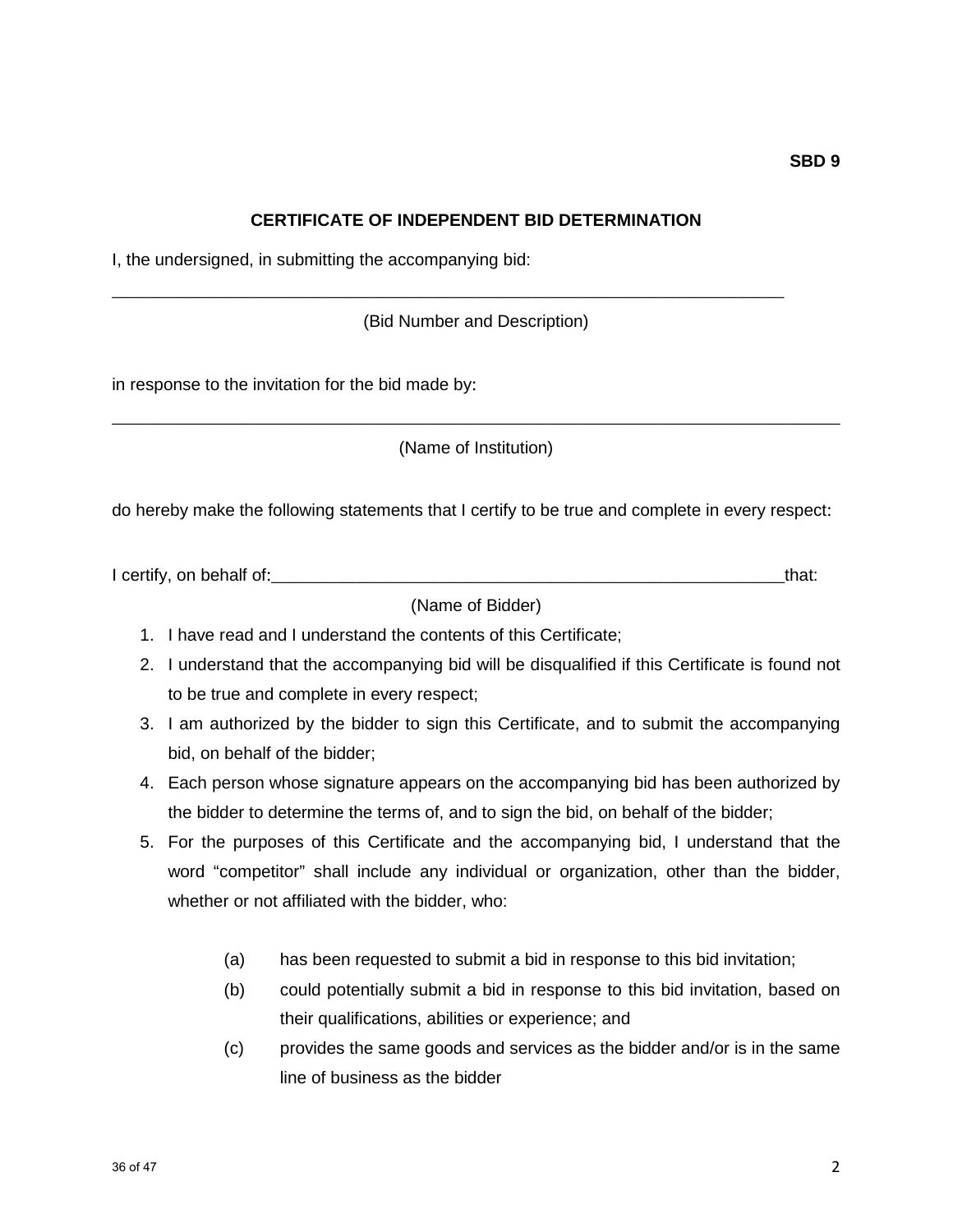**SBD 9**

## CERTIFICATE OF INDEPENDENT BID DETERMINATION

I, the undersigned, in submitting the accompanying bid:

___________________________________________________________________________

(Bid Number and Description)

in response to the invitation for the bid made by:

___________________________________________________________________________

(Name of Institution)

do hereby make the following statements that I certify to be true and complete in every respect:

I certify, on behalf of:_______________________________________________________that:

(Name of Bidder)

1. I have read and I understand the contents of this Certificate;
2. I understand that the accompanying bid will be disqualified if this Certificate is found not to be true and complete in every respect;
3. I am authorized by the bidder to sign this Certificate, and to submit the accompanying bid, on behalf of the bidder;
4. Each person whose signature appears on the accompanying bid has been authorized by the bidder to determine the terms of, and to sign the bid, on behalf of the bidder;
5. For the purposes of this Certificate and the accompanying bid, I understand that the word "competitor" shall include any individual or organization, other than the bidder, whether or not affiliated with the bidder, who:

   (a) has been requested to submit a bid in response to this bid invitation;

   (b) could potentially submit a bid in response to this bid invitation, based on their qualifications, abilities or experience; and

   (c) provides the same goods and services as the bidder and/or is in the same line of business as the bidder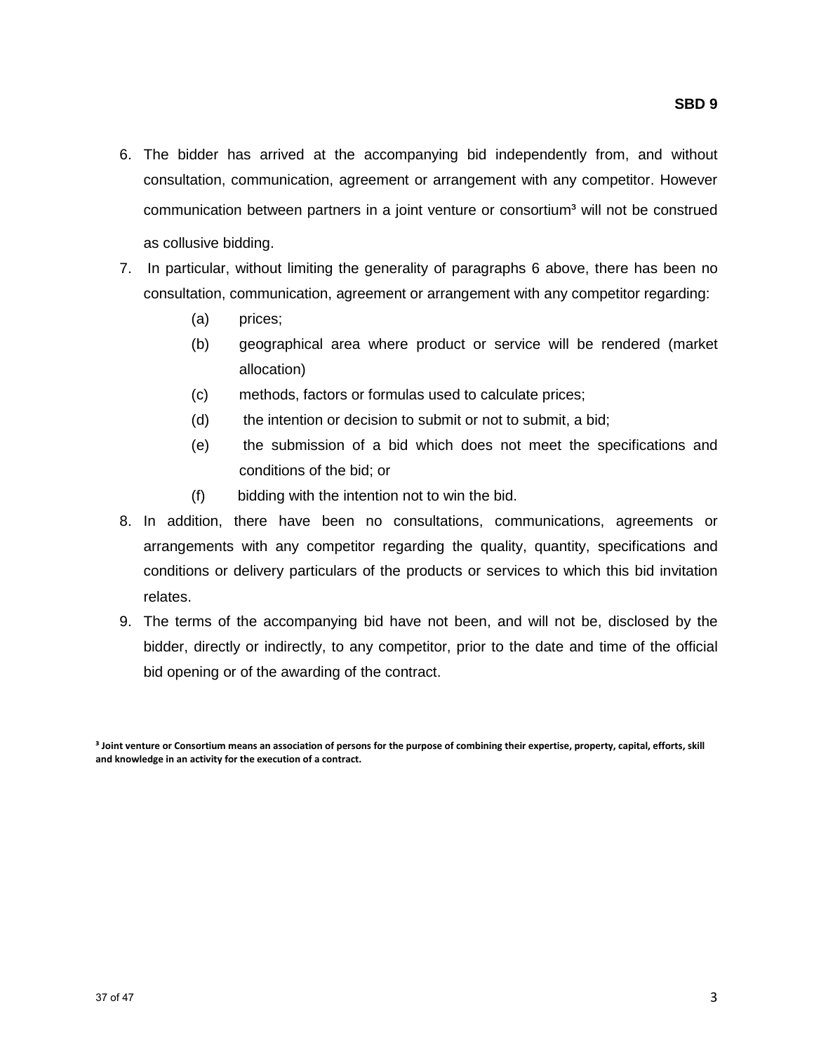6. The bidder has arrived at the accompanying bid independently from, and without consultation, communication, agreement or arrangement with any competitor. However communication between partners in a joint venture or consortium[3] will not be construed as collusive bidding.
7. In particular, without limiting the generality of paragraphs 6 above, there has been no consultation, communication, agreement or arrangement with any competitor regarding:
   (a) prices;
   (b) geographical area where product or service will be rendered (market allocation)
   (c) methods, factors or formulas used to calculate prices;
   (d) the intention or decision to submit or not to submit, a bid;
   (e) the submission of a bid which does not meet the specifications and conditions of the bid; or
   (f) bidding with the intention not to win the bid.
8. In addition, there have been no consultations, communications, agreements or arrangements with any competitor regarding the quality, quantity, specifications and conditions or delivery particulars of the products or services to which this bid invitation relates.
9. The terms of the accompanying bid have not been, and will not be, disclosed by the bidder, directly or indirectly, to any competitor, prior to the date and time of the official bid opening or of the awarding of the contract.

**[3] Joint venture or Consortium means an association of persons for the purpose of combining their expertise, property, capital, efforts, skill and knowledge in an activity for the execution of a contract.**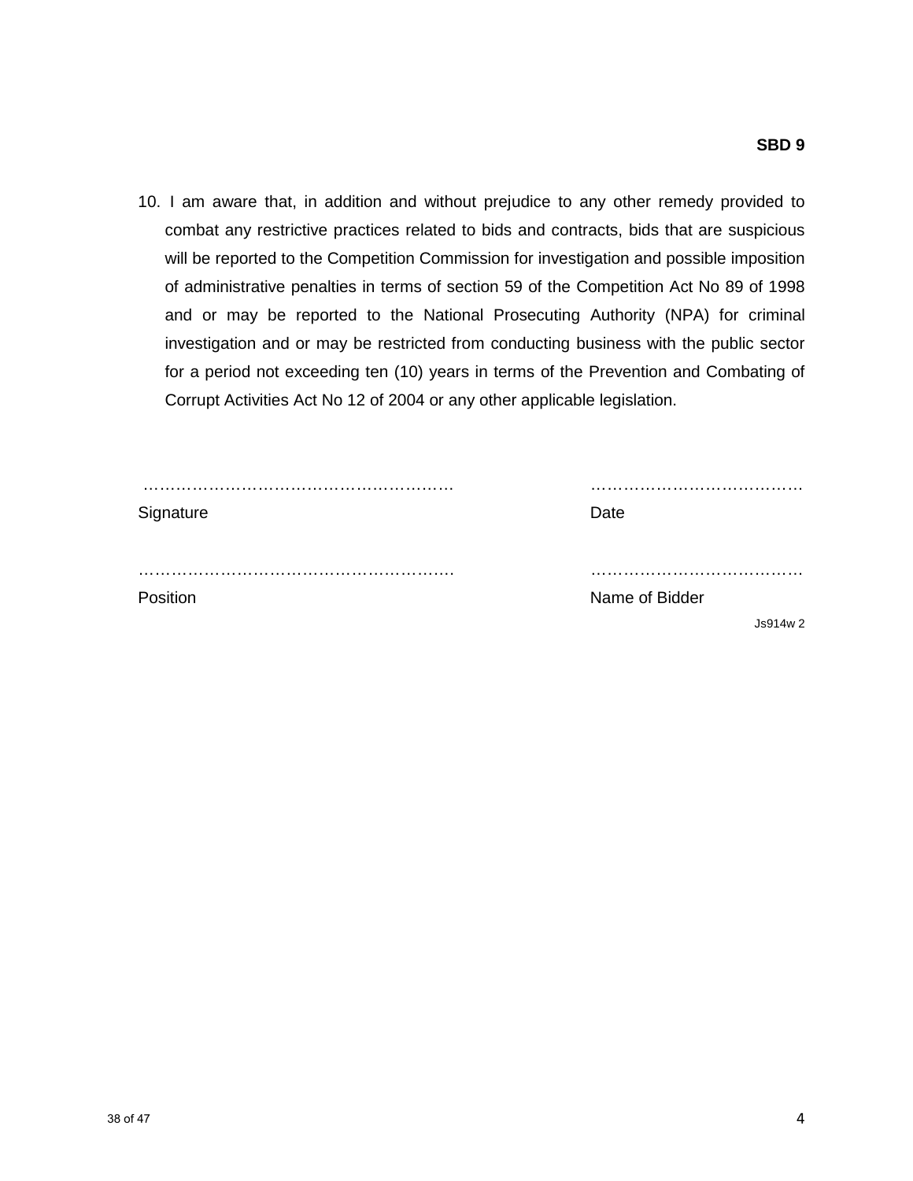**SBD 9**

10. I am aware that, in addition and without prejudice to any other remedy provided to combat any restrictive practices related to bids and contracts, bids that are suspicious will be reported to the Competition Commission for investigation and possible imposition of administrative penalties in terms of section 59 of the Competition Act No 89 of 1998 and or may be reported to the National Prosecuting Authority (NPA) for criminal investigation and or may be restricted from conducting business with the public sector for a period not exceeding ten (10) years in terms of the Prevention and Combating of Corrupt Activities Act No 12 of 2004 or any other applicable legislation.

| | |
|---|---|
| ……………………………………………… | ………………………………… |
| Signature | Date |
| ……………………………………………… | ………………………………… |
| Position | Name of Bidder |

Js914w 2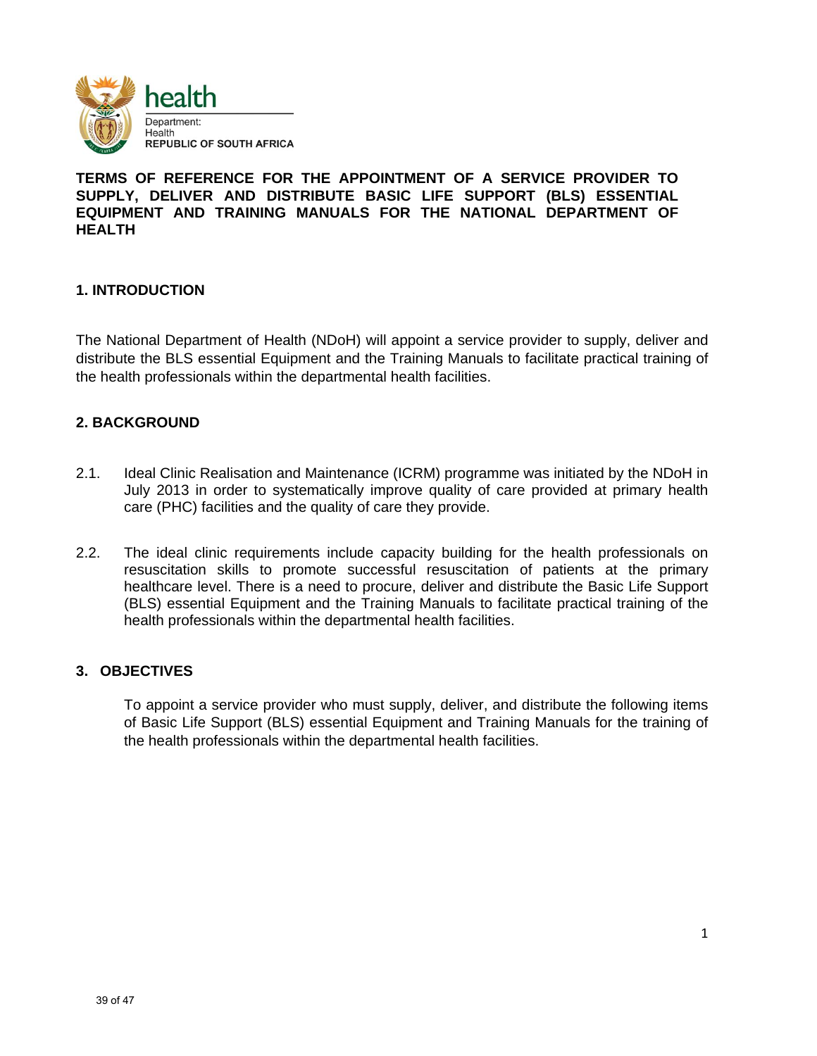health

Department:
Health
REPUBLIC OF SOUTH AFRICA

**TERMS OF REFERENCE FOR THE APPOINTMENT OF A SERVICE PROVIDER TO SUPPLY, DELIVER AND DISTRIBUTE BASIC LIFE SUPPORT (BLS) ESSENTIAL EQUIPMENT AND TRAINING MANUALS FOR THE NATIONAL DEPARTMENT OF HEALTH**

## 1. INTRODUCTION

The National Department of Health (NDoH) will appoint a service provider to supply, deliver and distribute the BLS essential Equipment and the Training Manuals to facilitate practical training of the health professionals within the departmental health facilities.

## 2. BACKGROUND

2.1. Ideal Clinic Realisation and Maintenance (ICRM) programme was initiated by the NDoH in July 2013 in order to systematically improve quality of care provided at primary health care (PHC) facilities and the quality of care they provide.

2.2. The ideal clinic requirements include capacity building for the health professionals on resuscitation skills to promote successful resuscitation of patients at the primary healthcare level. There is a need to procure, deliver and distribute the Basic Life Support (BLS) essential Equipment and the Training Manuals to facilitate practical training of the health professionals within the departmental health facilities.

## 3. OBJECTIVES

To appoint a service provider who must supply, deliver, and distribute the following items of Basic Life Support (BLS) essential Equipment and Training Manuals for the training of the health professionals within the departmental health facilities.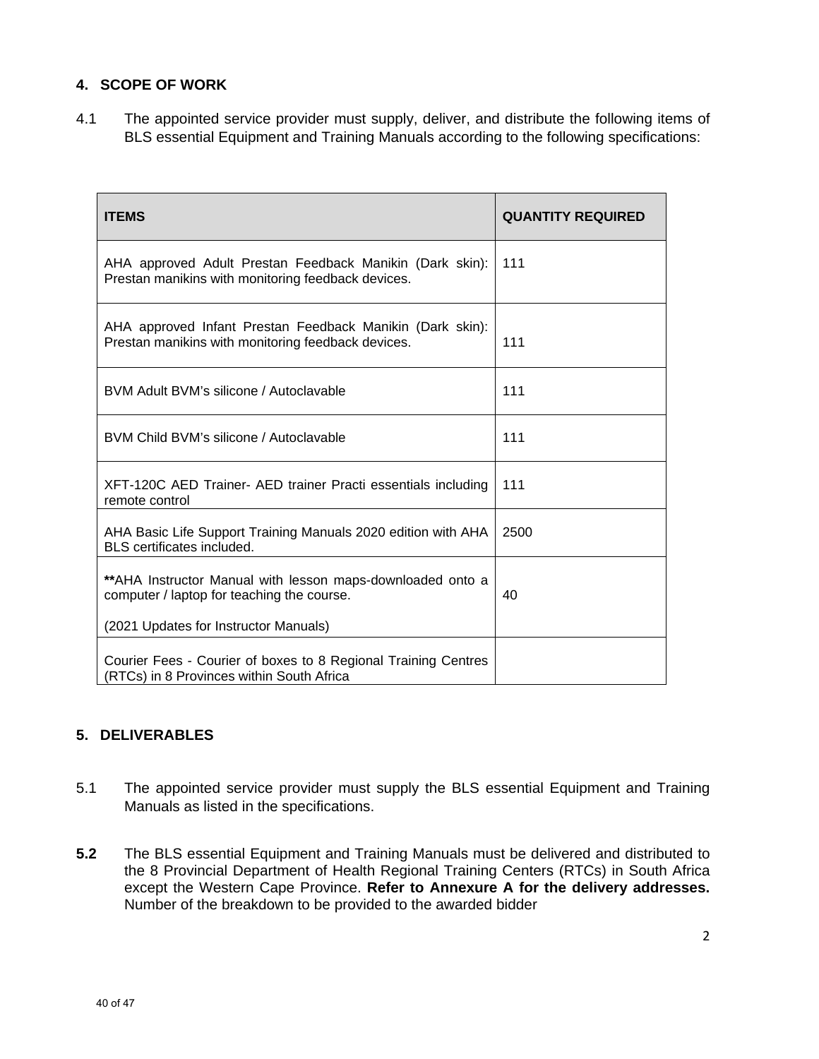## 4. SCOPE OF WORK

4.1 The appointed service provider must supply, deliver, and distribute the following items of BLS essential Equipment and Training Manuals according to the following specifications:

| ITEMS | QUANTITY REQUIRED |
|---|---|
| AHA approved Adult Prestan Feedback Manikin (Dark skin): Prestan manikins with monitoring feedback devices. | 111 |
| AHA approved Infant Prestan Feedback Manikin (Dark skin): Prestan manikins with monitoring feedback devices. | 111 |
| BVM Adult BVM's silicone / Autoclavable | 111 |
| BVM Child BVM's silicone / Autoclavable | 111 |
| XFT-120C AED Trainer- AED trainer Practi essentials including remote control | 111 |
| AHA Basic Life Support Training Manuals 2020 edition with AHA BLS certificates included. | 2500 |
| **AHA Instructor Manual with lesson maps-downloaded onto a computer / laptop for teaching the course.<br><br>(2021 Updates for Instructor Manuals) | 40 |
| Courier Fees - Courier of boxes to 8 Regional Training Centres (RTCs) in 8 Provinces within South Africa | |

## 5. DELIVERABLES

5.1 The appointed service provider must supply the BLS essential Equipment and Training Manuals as listed in the specifications.

**5.2** The BLS essential Equipment and Training Manuals must be delivered and distributed to the 8 Provincial Department of Health Regional Training Centers (RTCs) in South Africa except the Western Cape Province. **Refer to Annexure A for the delivery addresses.** Number of the breakdown to be provided to the awarded bidder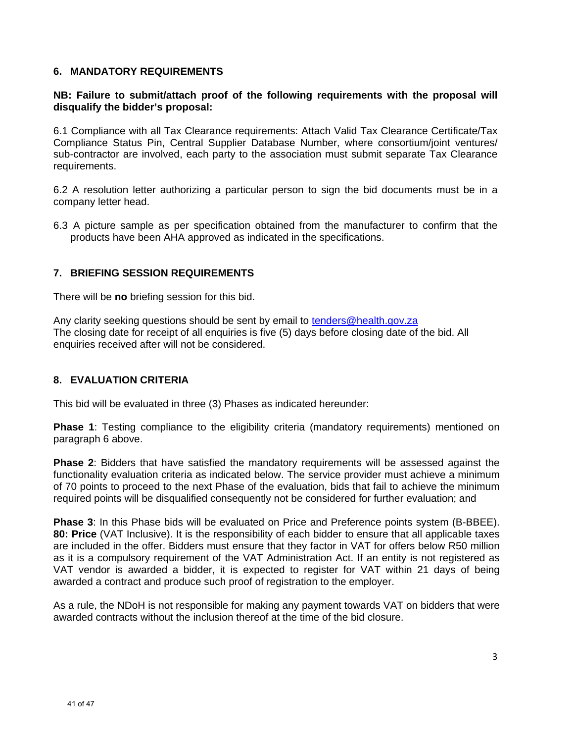## 6. MANDATORY REQUIREMENTS

**NB: Failure to submit/attach proof of the following requirements with the proposal will disqualify the bidder's proposal:**

6.1 Compliance with all Tax Clearance requirements: Attach Valid Tax Clearance Certificate/Tax Compliance Status Pin, Central Supplier Database Number, where consortium/joint ventures/ sub-contractor are involved, each party to the association must submit separate Tax Clearance requirements.

6.2 A resolution letter authorizing a particular person to sign the bid documents must be in a company letter head.

6.3 A picture sample as per specification obtained from the manufacturer to confirm that the products have been AHA approved as indicated in the specifications.

## 7. BRIEFING SESSION REQUIREMENTS

There will be **no** briefing session for this bid.

Any clarity seeking questions should be sent by email to tenders@health.gov.za
The closing date for receipt of all enquiries is five (5) days before closing date of the bid. All enquiries received after will not be considered.

## 8. EVALUATION CRITERIA

This bid will be evaluated in three (3) Phases as indicated hereunder:

**Phase 1**: Testing compliance to the eligibility criteria (mandatory requirements) mentioned on paragraph 6 above.

**Phase 2**: Bidders that have satisfied the mandatory requirements will be assessed against the functionality evaluation criteria as indicated below. The service provider must achieve a minimum of 70 points to proceed to the next Phase of the evaluation, bids that fail to achieve the minimum required points will be disqualified consequently not be considered for further evaluation; and

**Phase 3**: In this Phase bids will be evaluated on Price and Preference points system (B-BBEE). **80: Price** (VAT Inclusive). It is the responsibility of each bidder to ensure that all applicable taxes are included in the offer. Bidders must ensure that they factor in VAT for offers below R50 million as it is a compulsory requirement of the VAT Administration Act. If an entity is not registered as VAT vendor is awarded a bidder, it is expected to register for VAT within 21 days of being awarded a contract and produce such proof of registration to the employer.

As a rule, the NDoH is not responsible for making any payment towards VAT on bidders that were awarded contracts without the inclusion thereof at the time of the bid closure.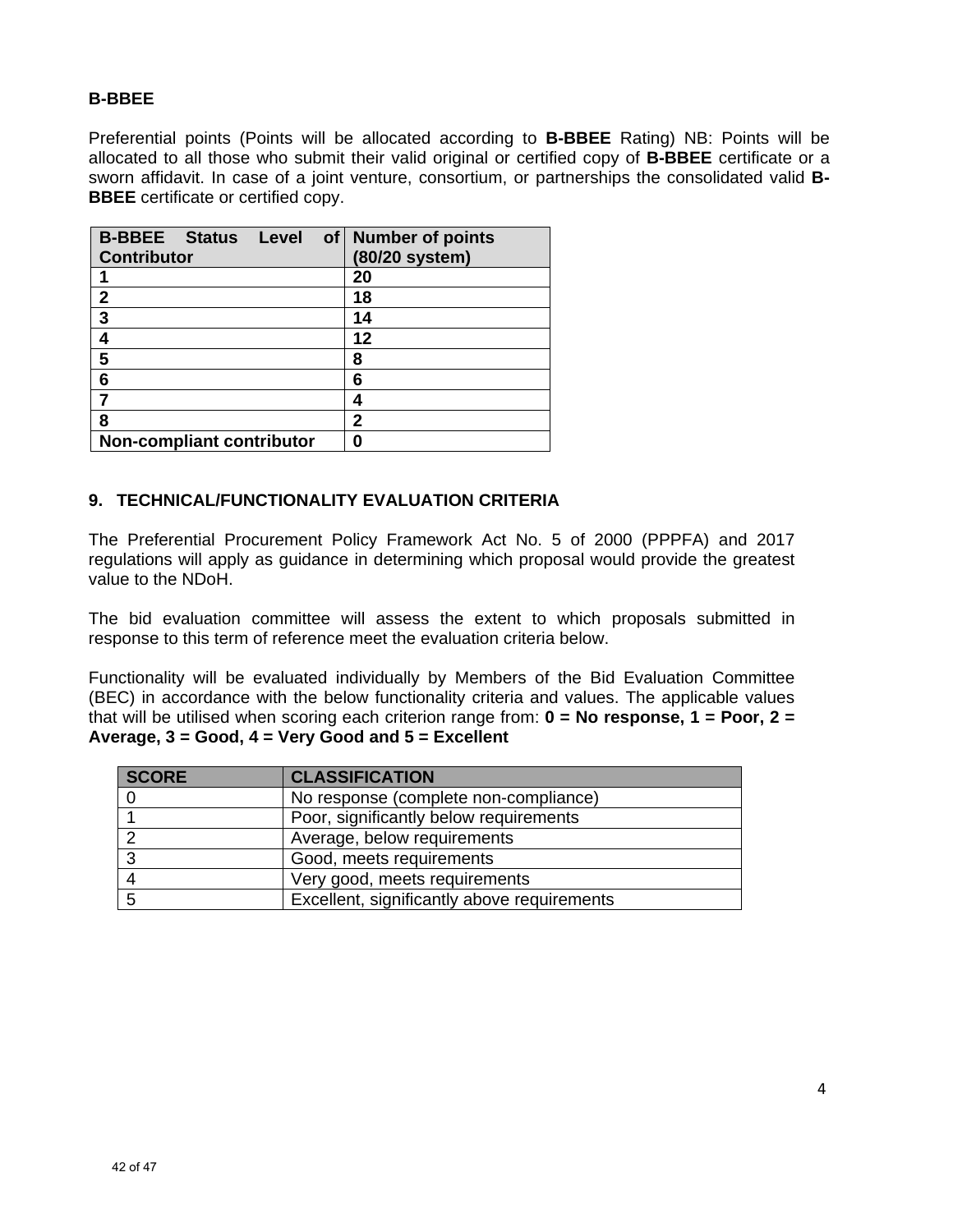**B-BBEE**

Preferential points (Points will be allocated according to **B-BBEE** Rating) NB: Points will be allocated to all those who submit their valid original or certified copy of **B-BBEE** certificate or a sworn affidavit. In case of a joint venture, consortium, or partnerships the consolidated valid **B-BBEE** certificate or certified copy.

| B-BBEE Status Level of Contributor | Number of points (80/20 system) |
|---|---|
| **1** | **20** |
| **2** | **18** |
| **3** | **14** |
| **4** | **12** |
| **5** | **8** |
| **6** | **6** |
| **7** | **4** |
| **8** | **2** |
| **Non-compliant contributor** | **0** |

## 9. TECHNICAL/FUNCTIONALITY EVALUATION CRITERIA

The Preferential Procurement Policy Framework Act No. 5 of 2000 (PPPFA) and 2017 regulations will apply as guidance in determining which proposal would provide the greatest value to the NDoH.

The bid evaluation committee will assess the extent to which proposals submitted in response to this term of reference meet the evaluation criteria below.

Functionality will be evaluated individually by Members of the Bid Evaluation Committee (BEC) in accordance with the below functionality criteria and values. The applicable values that will be utilised when scoring each criterion range from: **0 = No response, 1 = Poor, 2 = Average, 3 = Good, 4 = Very Good and 5 = Excellent**

| SCORE | CLASSIFICATION |
|---|---|
| 0 | No response (complete non-compliance) |
| 1 | Poor, significantly below requirements |
| 2 | Average, below requirements |
| 3 | Good, meets requirements |
| 4 | Very good, meets requirements |
| 5 | Excellent, significantly above requirements |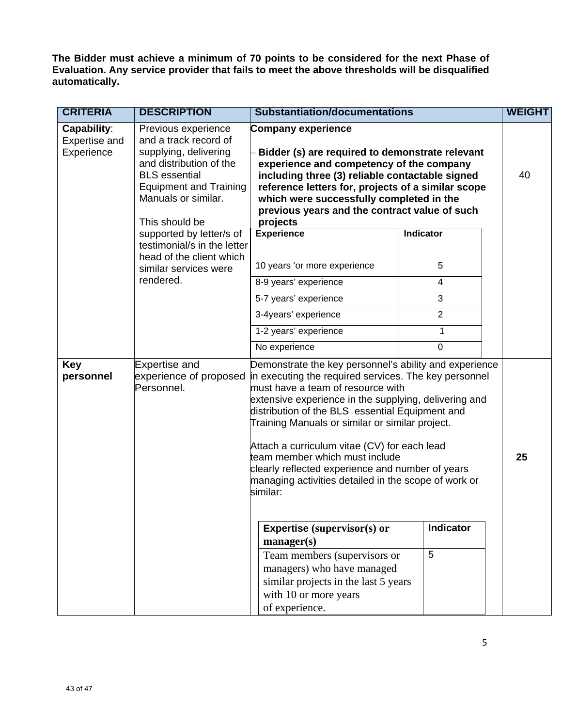**The Bidder must achieve a minimum of 70 points to be considered for the next Phase of Evaluation. Any service provider that fails to meet the above thresholds will be disqualified automatically.**

| CRITERIA | DESCRIPTION | Substantiation/documentations | WEIGHT |
|---|---|---|---|
| **Capability**: Expertise and Experience | Previous experience and a track record of supplying, delivering and distribution of the BLS essential Equipment and Training Manuals or similar.<br><br>This should be supported by letter/s of testimonial/s in the letter head of the client which similar services were rendered. | **Company experience**<br><br>– **Bidder (s) are required to demonstrate relevant experience and competency of the company including three (3) reliable contactable signed reference letters for, projects of a similar scope which were successfully completed in the previous years and the contract value of such projects**<br><br>**Experience** / **Indicator**<br>10 years 'or more experience – 5<br>8-9 years' experience – 4<br>5-7 years' experience – 3<br>3-4years' experience – 2<br>1-2 years' experience – 1<br>No experience – 0 | 40 |
| **Key personnel** | Expertise and experience of proposed Personnel. | Demonstrate the key personnel's ability and experience in executing the required services. The key personnel must have a team of resource with extensive experience in the supplying, delivering and distribution of the BLS essential Equipment and Training Manuals or similar or similar project.<br><br>Attach a curriculum vitae (CV) for each lead team member which must include clearly reflected experience and number of years managing activities detailed in the scope of work or similar:<br><br>**Expertise (supervisor(s) or manager(s)** / **Indicator**<br>Team members (supervisors or managers) who have managed similar projects in the last 5 years with 10 or more years of experience. – 5 | **25** |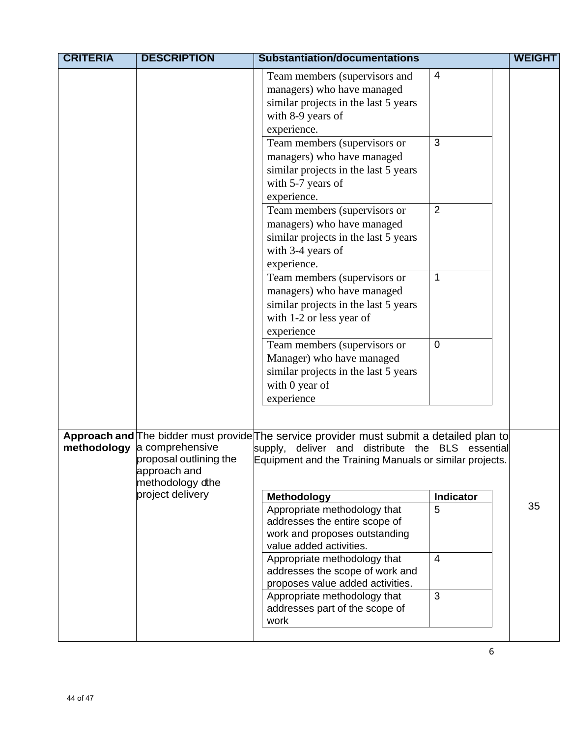| CRITERIA | DESCRIPTION | Substantiation/documentations | WEIGHT |
|---|---|---|---|
| | | Team members (supervisors and managers) who have managed similar projects in the last 5 years with 8-9 years of experience. — 4<br>Team members (supervisors or managers) who have managed similar projects in the last 5 years with 5-7 years of experience. — 3<br>Team members (supervisors or managers) who have managed similar projects in the last 5 years with 3-4 years of experience. — 2<br>Team members (supervisors or managers) who have managed similar projects in the last 5 years with 1-2 or less year of experience — 1<br>Team members (supervisors or Manager) who have managed similar projects in the last 5 years with 0 year of experience — 0 | |
| **Approach and methodology** | The bidder must provide a comprehensive proposal outlining the approach and methodology of the project delivery | The service provider must submit a detailed plan to supply, deliver and distribute the BLS essential Equipment and the Training Manuals or similar projects.<br><br>**Methodology** — **Indicator**<br>Appropriate methodology that addresses the entire scope of work and proposes outstanding value added activities. — 5<br>Appropriate methodology that addresses the scope of work and proposes value added activities. — 4<br>Appropriate methodology that addresses part of the scope of work — 3 | 35 |

6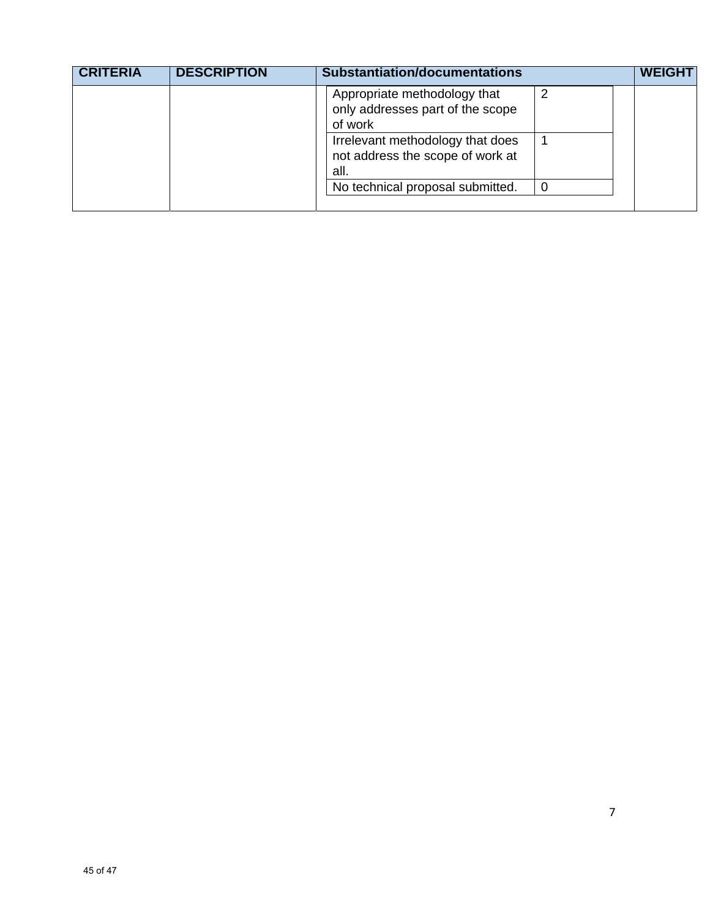| CRITERIA | DESCRIPTION | Substantiation/documentations | | WEIGHT |
|---|---|---|---|---|
| | | Appropriate methodology that only addresses part of the scope of work | 2 | |
| | | Irrelevant methodology that does not address the scope of work at all. | 1 | |
| | | No technical proposal submitted. | 0 | |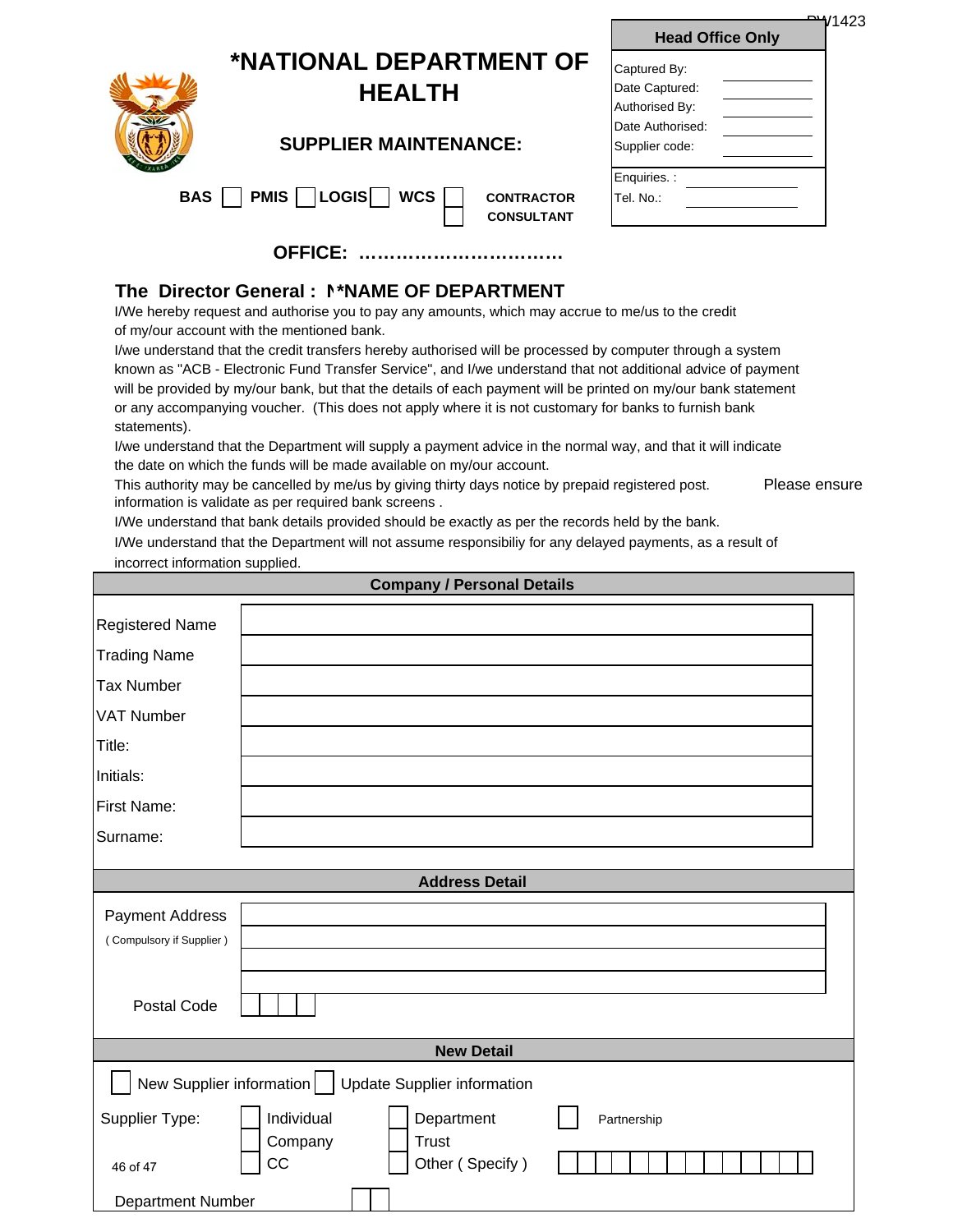PW1423

# *NATIONAL DEPARTMENT OF HEALTH

## SUPPLIER MAINTENANCE:

| Head Office Only | |
|---|---|
| Captured By: | |
| Date Captured: | |
| Authorised By: | |
| Date Authorised: | |
| Supplier code: | |
| Enquiries. : | |
| Tel. No.: | |

BAS ☐ PMIS ☐ LOGIS ☐ WCS ☐ CONTRACTOR ☐ CONSULTANT

**OFFICE: …………………………….**

**The Director General : N*NAME OF DEPARTMENT**

I/We hereby request and authorise you to pay any amounts, which may accrue to me/us to the credit of my/our account with the mentioned bank.

I/we understand that the credit transfers hereby authorised will be processed by computer through a system known as "ACB - Electronic Fund Transfer Service", and I/we understand that not additional advice of payment will be provided by my/our bank, but that the details of each payment will be printed on my/our bank statement or any accompanying voucher. (This does not apply where it is not customary for banks to furnish bank statements).

I/we understand that the Department will supply a payment advice in the normal way, and that it will indicate the date on which the funds will be made available on my/our account.

This authority may be cancelled by me/us by giving thirty days notice by prepaid registered post. Please ensure information is validate as per required bank screens .

I/We understand that bank details provided should be exactly as per the records held by the bank.

I/We understand that the Department will not assume responsibiliy for any delayed payments, as a result of incorrect information supplied.

| Company / Personal Details | |
|---|---|
| Registered Name | |
| Trading Name | |
| Tax Number | |
| VAT Number | |
| Title: | |
| Initials: | |
| First Name: | |
| Surname: | |

| Address Detail | |
|---|---|
| Payment Address ( Compulsory if Supplier ) | |
| | |
| | |
| | |
| Postal Code | |

**New Detail**

☐ New Supplier information ☐ Update Supplier information

Supplier Type:

| | | |
|---|---|---|
| ☐ Individual | ☐ Department | ☐ Partnership |
| ☐ Company | ☐ Trust | |
| ☐ CC | ☐ Other ( Specify ) | |

Department Number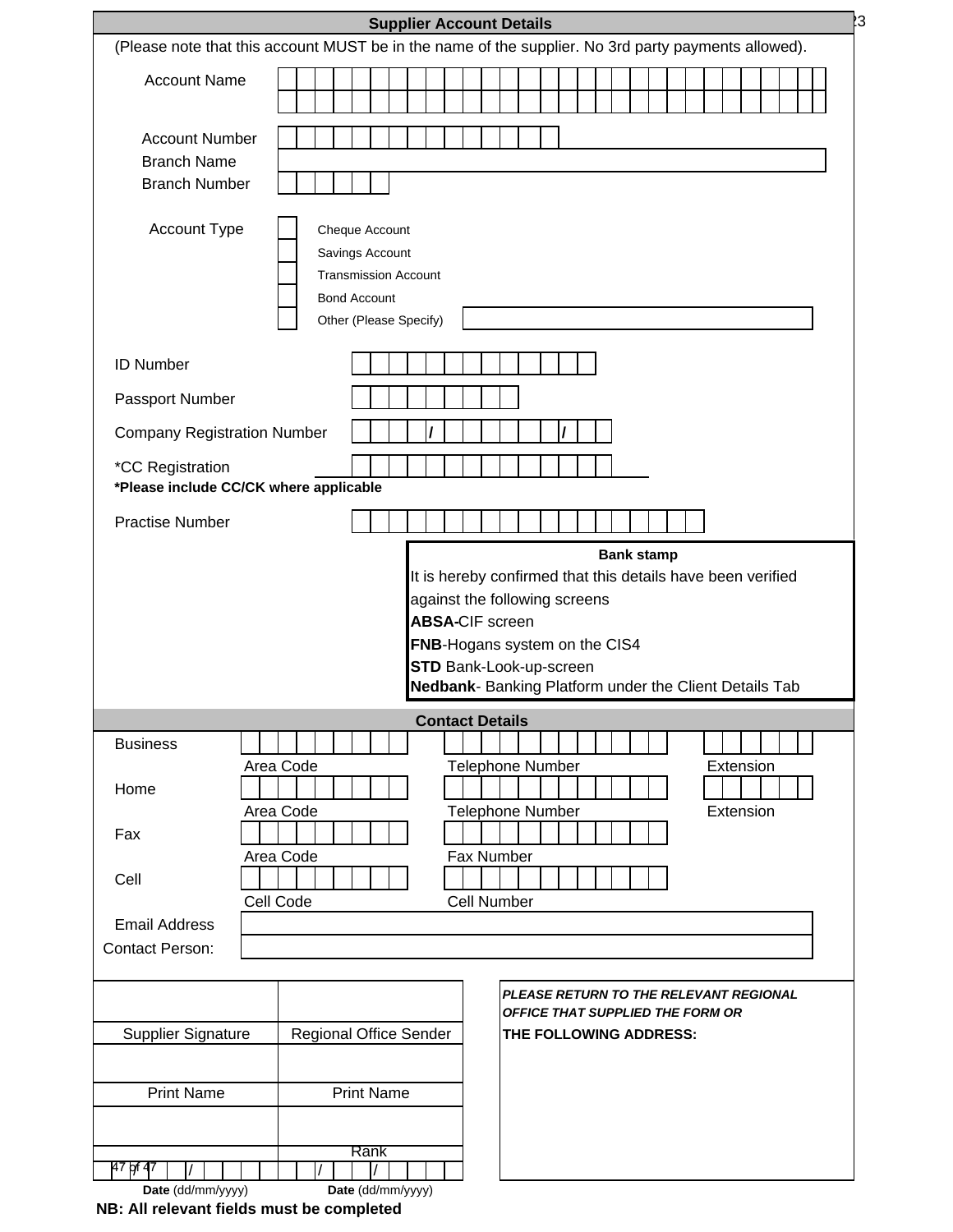## Supplier Account Details

(Please note that this account MUST be in the name of the supplier. No 3rd party payments allowed).

Account Name

Account Number

Branch Name

Branch Number

Account Type

- Cheque Account
- Savings Account
- Transmission Account
- Bond Account
- Other (Please Specify)

ID Number

Passport Number

Company Registration Number / /

*CC Registration

**\*Please include CC/CK where applicable**

Practise Number

**Bank stamp**

It is hereby confirmed that this details have been verified against the following screens

**ABSA**-CIF screen

**FNB**-Hogans system on the CIS4

**STD** Bank-Look-up-screen

**Nedbank**- Banking Platform under the Client Details Tab

## Contact Details

| | | | |
|---|---|---|---|
| Business | Area Code | Telephone Number | Extension |
| Home | Area Code | Telephone Number | Extension |
| Fax | Area Code | Fax Number | |
| Cell | Cell Code | Cell Number | |

Email Address

Contact Person:

| | |
|---|---|
| Supplier Signature | Regional Office Sender |
| Print Name | Print Name |
| | Rank |
| / / | / / |
| **Date** (dd/mm/yyyy) | **Date** (dd/mm/yyyy) |

***PLEASE RETURN TO THE RELEVANT REGIONAL OFFICE THAT SUPPLIED THE FORM OR***

**THE FOLLOWING ADDRESS:**

**NB: All relevant fields must be completed**